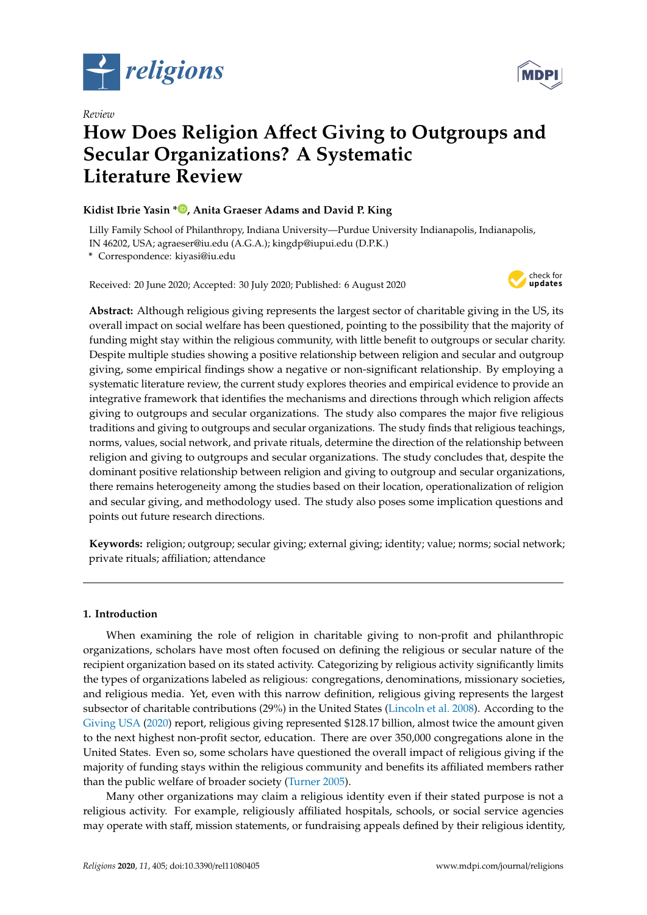*Review*

# How Does Religion Affect Giving to Outgroups and Secular Organizations? A Systematic Literature Review

**Kidist Ibrie Yasin \*, Anita Graeser Adams and David P. King**

Lilly Family School of Philanthropy, Indiana University—Purdue University Indianapolis, Indianapolis, IN 46202, USA; agraeser@iu.edu (A.G.A.); kingdp@iupui.edu (D.P.K.)

\* Correspondence: kiyasi@iu.edu

Received: 20 June 2020; Accepted: 30 July 2020; Published: 6 August 2020

**Abstract:** Although religious giving represents the largest sector of charitable giving in the US, its overall impact on social welfare has been questioned, pointing to the possibility that the majority of funding might stay within the religious community, with little benefit to outgroups or secular charity. Despite multiple studies showing a positive relationship between religion and secular and outgroup giving, some empirical findings show a negative or non-significant relationship. By employing a systematic literature review, the current study explores theories and empirical evidence to provide an integrative framework that identifies the mechanisms and directions through which religion affects giving to outgroups and secular organizations. The study also compares the major five religious traditions and giving to outgroups and secular organizations. The study finds that religious teachings, norms, values, social network, and private rituals, determine the direction of the relationship between religion and giving to outgroups and secular organizations. The study concludes that, despite the dominant positive relationship between religion and giving to outgroup and secular organizations, there remains heterogeneity among the studies based on their location, operationalization of religion and secular giving, and methodology used. The study also poses some implication questions and points out future research directions.

**Keywords:** religion; outgroup; secular giving; external giving; identity; value; norms; social network; private rituals; affiliation; attendance

## 1. Introduction

When examining the role of religion in charitable giving to non-profit and philanthropic organizations, scholars have most often focused on defining the religious or secular nature of the recipient organization based on its stated activity. Categorizing by religious activity significantly limits the types of organizations labeled as religious: congregations, denominations, missionary societies, and religious media. Yet, even with this narrow definition, religious giving represents the largest subsector of charitable contributions (29%) in the United States (Lincoln et al. 2008). According to the Giving USA (2020) report, religious giving represented $128.17 billion, almost twice the amount given to the next highest non-profit sector, education. There are over 350,000 congregations alone in the United States. Even so, some scholars have questioned the overall impact of religious giving if the majority of funding stays within the religious community and benefits its affiliated members rather than the public welfare of broader society (Turner 2005).

Many other organizations may claim a religious identity even if their stated purpose is not a religious activity. For example, religiously affiliated hospitals, schools, or social service agencies may operate with staff, mission statements, or fundraising appeals defined by their religious identity,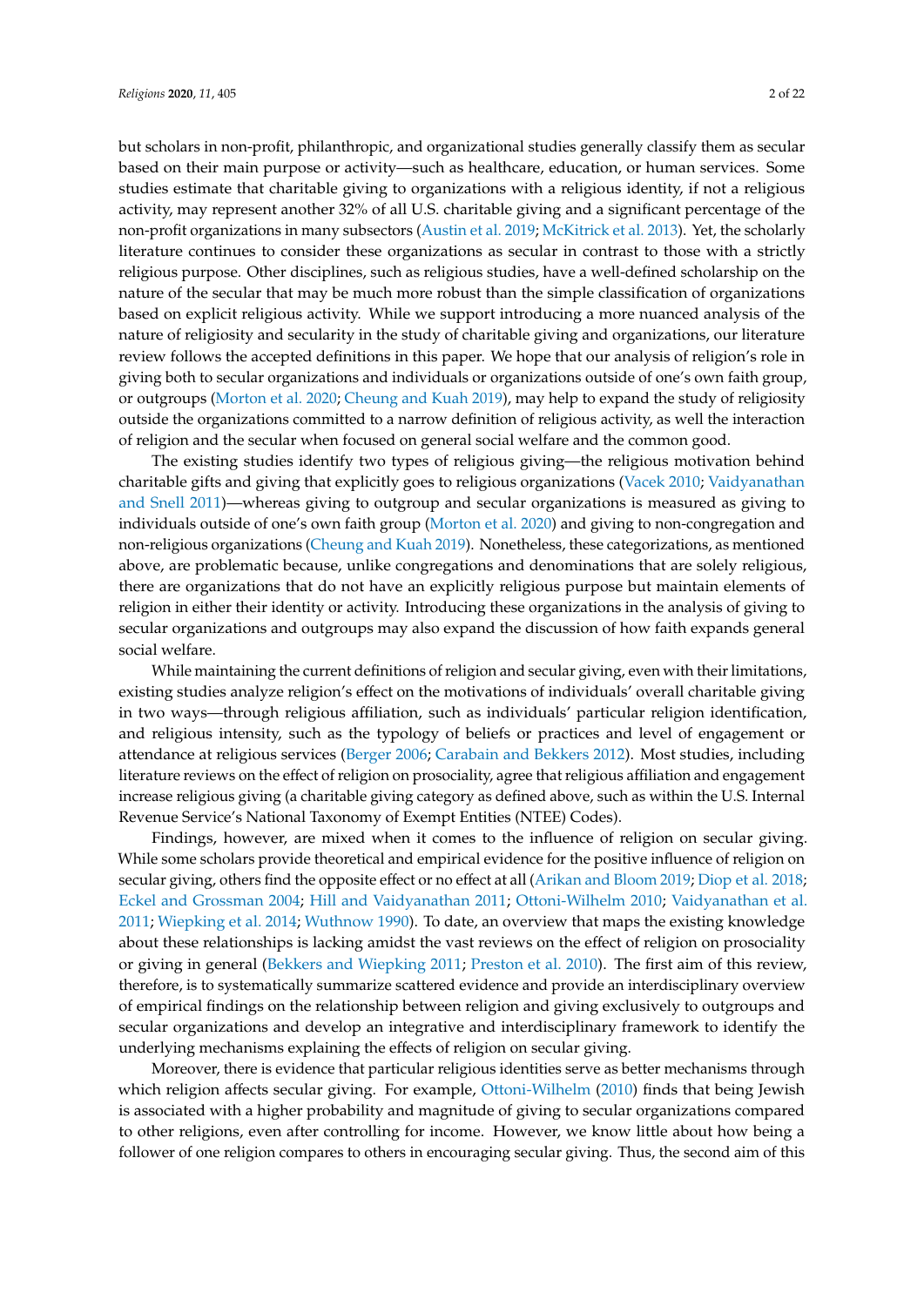but scholars in non-profit, philanthropic, and organizational studies generally classify them as secular based on their main purpose or activity—such as healthcare, education, or human services. Some studies estimate that charitable giving to organizations with a religious identity, if not a religious activity, may represent another 32% of all U.S. charitable giving and a significant percentage of the non-profit organizations in many subsectors (Austin et al. 2019; McKitrick et al. 2013). Yet, the scholarly literature continues to consider these organizations as secular in contrast to those with a strictly religious purpose. Other disciplines, such as religious studies, have a well-defined scholarship on the nature of the secular that may be much more robust than the simple classification of organizations based on explicit religious activity. While we support introducing a more nuanced analysis of the nature of religiosity and secularity in the study of charitable giving and organizations, our literature review follows the accepted definitions in this paper. We hope that our analysis of religion's role in giving both to secular organizations and individuals or organizations outside of one's own faith group, or outgroups (Morton et al. 2020; Cheung and Kuah 2019), may help to expand the study of religiosity outside the organizations committed to a narrow definition of religious activity, as well the interaction of religion and the secular when focused on general social welfare and the common good.

The existing studies identify two types of religious giving—the religious motivation behind charitable gifts and giving that explicitly goes to religious organizations (Vacek 2010; Vaidyanathan and Snell 2011)—whereas giving to outgroup and secular organizations is measured as giving to individuals outside of one's own faith group (Morton et al. 2020) and giving to non-congregation and non-religious organizations (Cheung and Kuah 2019). Nonetheless, these categorizations, as mentioned above, are problematic because, unlike congregations and denominations that are solely religious, there are organizations that do not have an explicitly religious purpose but maintain elements of religion in either their identity or activity. Introducing these organizations in the analysis of giving to secular organizations and outgroups may also expand the discussion of how faith expands general social welfare.

While maintaining the current definitions of religion and secular giving, even with their limitations, existing studies analyze religion's effect on the motivations of individuals' overall charitable giving in two ways—through religious affiliation, such as individuals' particular religion identification, and religious intensity, such as the typology of beliefs or practices and level of engagement or attendance at religious services (Berger 2006; Carabain and Bekkers 2012). Most studies, including literature reviews on the effect of religion on prosociality, agree that religious affiliation and engagement increase religious giving (a charitable giving category as defined above, such as within the U.S. Internal Revenue Service's National Taxonomy of Exempt Entities (NTEE) Codes).

Findings, however, are mixed when it comes to the influence of religion on secular giving. While some scholars provide theoretical and empirical evidence for the positive influence of religion on secular giving, others find the opposite effect or no effect at all (Arikan and Bloom 2019; Diop et al. 2018; Eckel and Grossman 2004; Hill and Vaidyanathan 2011; Ottoni-Wilhelm 2010; Vaidyanathan et al. 2011; Wiepking et al. 2014; Wuthnow 1990). To date, an overview that maps the existing knowledge about these relationships is lacking amidst the vast reviews on the effect of religion on prosociality or giving in general (Bekkers and Wiepking 2011; Preston et al. 2010). The first aim of this review, therefore, is to systematically summarize scattered evidence and provide an interdisciplinary overview of empirical findings on the relationship between religion and giving exclusively to outgroups and secular organizations and develop an integrative and interdisciplinary framework to identify the underlying mechanisms explaining the effects of religion on secular giving.

Moreover, there is evidence that particular religious identities serve as better mechanisms through which religion affects secular giving. For example, Ottoni-Wilhelm (2010) finds that being Jewish is associated with a higher probability and magnitude of giving to secular organizations compared to other religions, even after controlling for income. However, we know little about how being a follower of one religion compares to others in encouraging secular giving. Thus, the second aim of this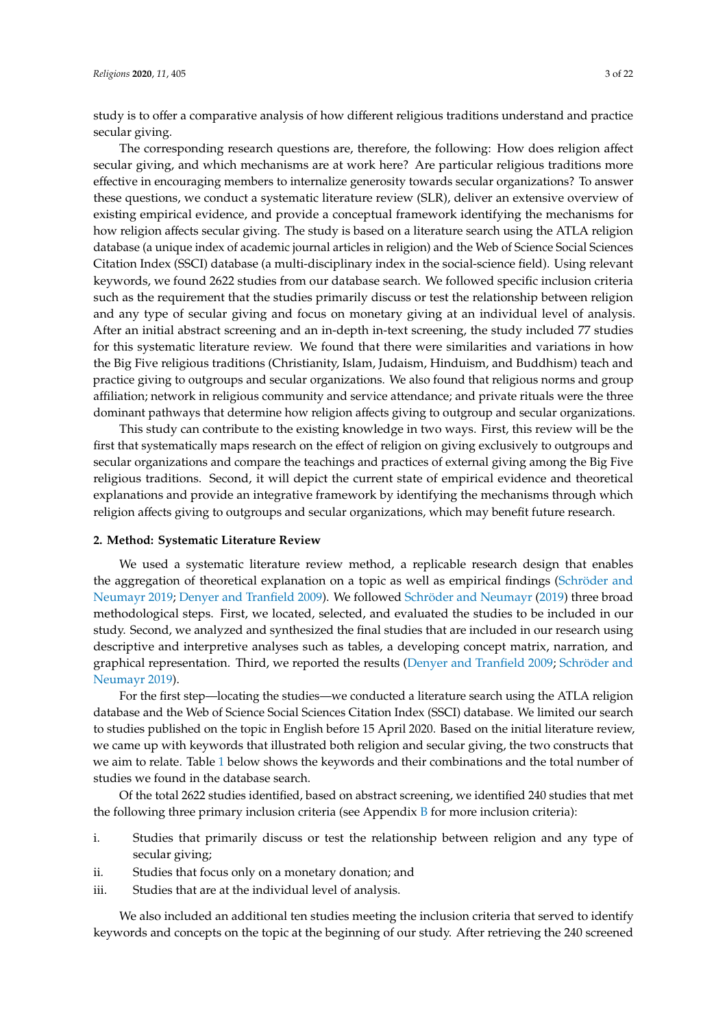study is to offer a comparative analysis of how different religious traditions understand and practice secular giving.

The corresponding research questions are, therefore, the following: How does religion affect secular giving, and which mechanisms are at work here? Are particular religious traditions more effective in encouraging members to internalize generosity towards secular organizations? To answer these questions, we conduct a systematic literature review (SLR), deliver an extensive overview of existing empirical evidence, and provide a conceptual framework identifying the mechanisms for how religion affects secular giving. The study is based on a literature search using the ATLA religion database (a unique index of academic journal articles in religion) and the Web of Science Social Sciences Citation Index (SSCI) database (a multi-disciplinary index in the social-science field). Using relevant keywords, we found 2622 studies from our database search. We followed specific inclusion criteria such as the requirement that the studies primarily discuss or test the relationship between religion and any type of secular giving and focus on monetary giving at an individual level of analysis. After an initial abstract screening and an in-depth in-text screening, the study included 77 studies for this systematic literature review. We found that there were similarities and variations in how the Big Five religious traditions (Christianity, Islam, Judaism, Hinduism, and Buddhism) teach and practice giving to outgroups and secular organizations. We also found that religious norms and group affiliation; network in religious community and service attendance; and private rituals were the three dominant pathways that determine how religion affects giving to outgroup and secular organizations.

This study can contribute to the existing knowledge in two ways. First, this review will be the first that systematically maps research on the effect of religion on giving exclusively to outgroups and secular organizations and compare the teachings and practices of external giving among the Big Five religious traditions. Second, it will depict the current state of empirical evidence and theoretical explanations and provide an integrative framework by identifying the mechanisms through which religion affects giving to outgroups and secular organizations, which may benefit future research.

## 2. Method: Systematic Literature Review

We used a systematic literature review method, a replicable research design that enables the aggregation of theoretical explanation on a topic as well as empirical findings (Schröder and Neumayr 2019; Denyer and Tranfield 2009). We followed Schröder and Neumayr (2019) three broad methodological steps. First, we located, selected, and evaluated the studies to be included in our study. Second, we analyzed and synthesized the final studies that are included in our research using descriptive and interpretive analyses such as tables, a developing concept matrix, narration, and graphical representation. Third, we reported the results (Denyer and Tranfield 2009; Schröder and Neumayr 2019).

For the first step—locating the studies—we conducted a literature search using the ATLA religion database and the Web of Science Social Sciences Citation Index (SSCI) database. We limited our search to studies published on the topic in English before 15 April 2020. Based on the initial literature review, we came up with keywords that illustrated both religion and secular giving, the two constructs that we aim to relate. Table 1 below shows the keywords and their combinations and the total number of studies we found in the database search.

Of the total 2622 studies identified, based on abstract screening, we identified 240 studies that met the following three primary inclusion criteria (see Appendix B for more inclusion criteria):

i. Studies that primarily discuss or test the relationship between religion and any type of secular giving;
ii. Studies that focus only on a monetary donation; and
iii. Studies that are at the individual level of analysis.

We also included an additional ten studies meeting the inclusion criteria that served to identify keywords and concepts on the topic at the beginning of our study. After retrieving the 240 screened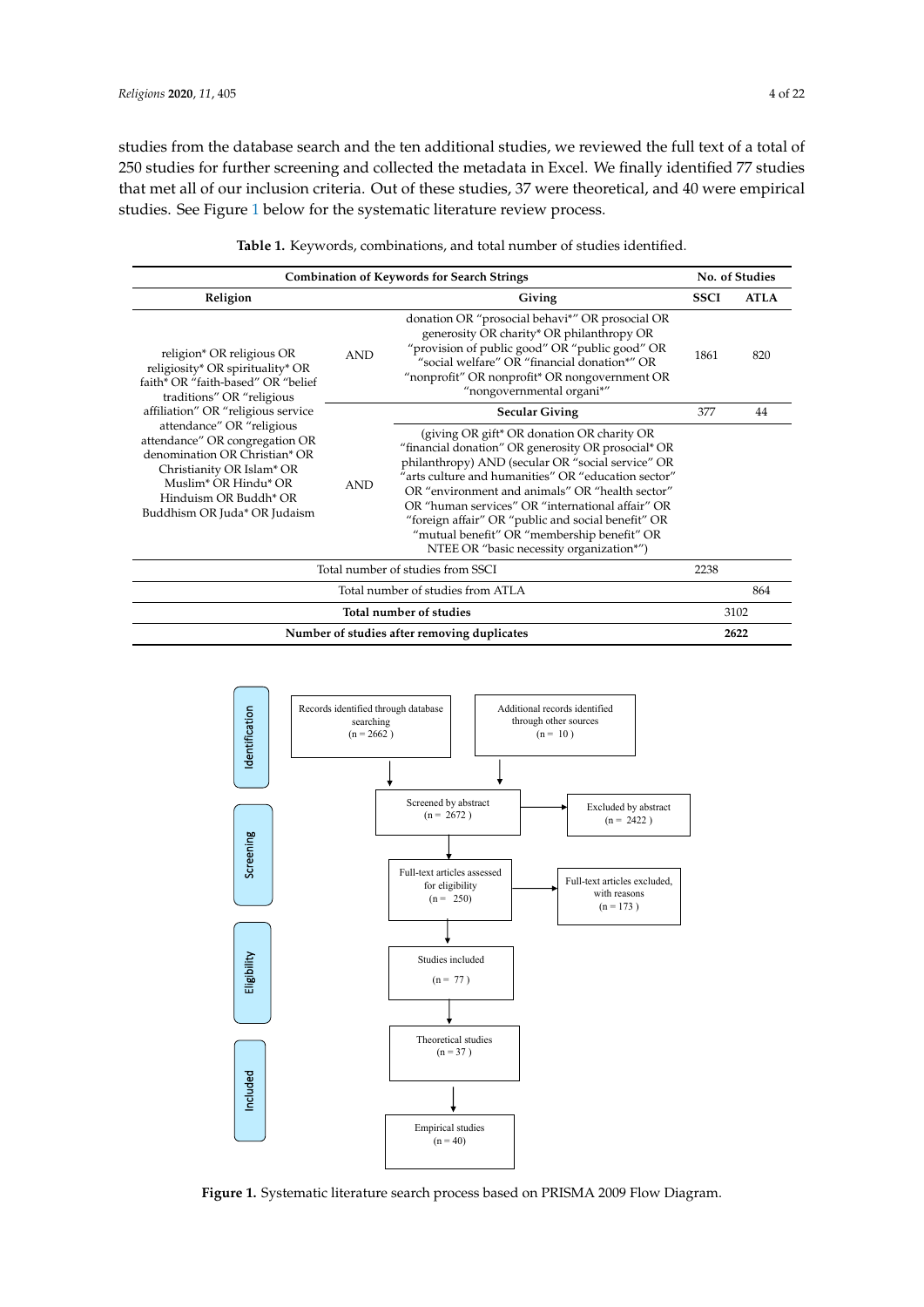studies from the database search and the ten additional studies, we reviewed the full text of a total of 250 studies for further screening and collected the metadata in Excel. We finally identified 77 studies that met all of our inclusion criteria. Out of these studies, 37 were theoretical, and 40 were empirical studies. See Figure 1 below for the systematic literature review process.

**Table 1.** Keywords, combinations, and total number of studies identified.

| Combination of Keywords for Search Strings | | | No. of Studies | |
|---|---|---|---|---|
| **Religion** | | **Giving** | **SSCI** | **ATLA** |
| religion* OR religious OR religiosity* OR spirituality* OR faith* OR "faith-based" OR "belief traditions" OR "religious affiliation" OR "religious service attendance" OR "religious attendance" OR congregation OR denomination OR Christian* OR Christianity OR Islam* OR Muslim* OR Hindu* OR Hinduism OR Buddh* OR Buddhism OR Juda* OR Judaism | AND | donation OR "prosocial behavi*" OR prosocial OR generosity OR charity* OR philanthropy OR "provision of public good" OR "public good" OR "social welfare" OR "financial donation*" OR "nonprofit" OR nonprofit* OR nongovernment OR "nongovernmental organi*" | 1861 | 820 |
| | | **Secular Giving** | 377 | 44 |
| | AND | (giving OR gift* OR donation OR charity OR "financial donation" OR generosity OR prosocial* OR philanthropy) AND (secular OR "social service" OR "arts culture and humanities" OR "education sector" OR "environment and animals" OR "health sector" OR "human services" OR "international affair" OR "foreign affair" OR "public and social benefit" OR "mutual benefit" OR "membership benefit" OR NTEE OR "basic necessity organization*") | | |
| Total number of studies from SSCI | | | 2238 | |
| Total number of studies from ATLA | | | | 864 |
| **Total number of studies** | | | 3102 | |
| **Number of studies after removing duplicates** | | | **2622** | |

**Identification:** Records identified through database searching (n = 2662); Additional records identified through other sources (n = 10)

**Screening:** Screened by abstract (n = 2672) → Excluded by abstract (n = 2422); Full-text articles assessed for eligibility (n = 250) → Full-text articles excluded, with reasons (n = 173)

**Eligibility:** Studies included (n = 77)

**Included:** Theoretical studies (n = 37); Empirical studies (n = 40)

**Figure 1.** Systematic literature search process based on PRISMA 2009 Flow Diagram.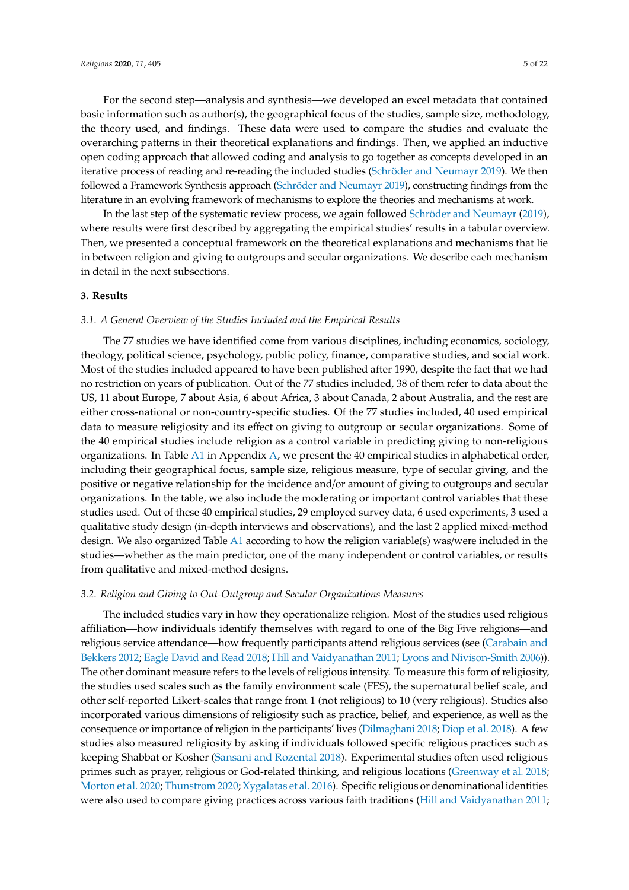For the second step—analysis and synthesis—we developed an excel metadata that contained basic information such as author(s), the geographical focus of the studies, sample size, methodology, the theory used, and findings. These data were used to compare the studies and evaluate the overarching patterns in their theoretical explanations and findings. Then, we applied an inductive open coding approach that allowed coding and analysis to go together as concepts developed in an iterative process of reading and re-reading the included studies (Schröder and Neumayr 2019). We then followed a Framework Synthesis approach (Schröder and Neumayr 2019), constructing findings from the literature in an evolving framework of mechanisms to explore the theories and mechanisms at work.

In the last step of the systematic review process, we again followed Schröder and Neumayr (2019), where results were first described by aggregating the empirical studies' results in a tabular overview. Then, we presented a conceptual framework on the theoretical explanations and mechanisms that lie in between religion and giving to outgroups and secular organizations. We describe each mechanism in detail in the next subsections.

## 3. Results

### *3.1. A General Overview of the Studies Included and the Empirical Results*

The 77 studies we have identified come from various disciplines, including economics, sociology, theology, political science, psychology, public policy, finance, comparative studies, and social work. Most of the studies included appeared to have been published after 1990, despite the fact that we had no restriction on years of publication. Out of the 77 studies included, 38 of them refer to data about the US, 11 about Europe, 7 about Asia, 6 about Africa, 3 about Canada, 2 about Australia, and the rest are either cross-national or non-country-specific studies. Of the 77 studies included, 40 used empirical data to measure religiosity and its effect on giving to outgroup or secular organizations. Some of the 40 empirical studies include religion as a control variable in predicting giving to non-religious organizations. In Table A1 in Appendix A, we present the 40 empirical studies in alphabetical order, including their geographical focus, sample size, religious measure, type of secular giving, and the positive or negative relationship for the incidence and/or amount of giving to outgroups and secular organizations. In the table, we also include the moderating or important control variables that these studies used. Out of these 40 empirical studies, 29 employed survey data, 6 used experiments, 3 used a qualitative study design (in-depth interviews and observations), and the last 2 applied mixed-method design. We also organized Table A1 according to how the religion variable(s) was/were included in the studies—whether as the main predictor, one of the many independent or control variables, or results from qualitative and mixed-method designs.

### *3.2. Religion and Giving to Out-Outgroup and Secular Organizations Measures*

The included studies vary in how they operationalize religion. Most of the studies used religious affiliation—how individuals identify themselves with regard to one of the Big Five religions—and religious service attendance—how frequently participants attend religious services (see (Carabain and Bekkers 2012; Eagle David and Read 2018; Hill and Vaidyanathan 2011; Lyons and Nivison-Smith 2006)). The other dominant measure refers to the levels of religious intensity. To measure this form of religiosity, the studies used scales such as the family environment scale (FES), the supernatural belief scale, and other self-reported Likert-scales that range from 1 (not religious) to 10 (very religious). Studies also incorporated various dimensions of religiosity such as practice, belief, and experience, as well as the consequence or importance of religion in the participants' lives (Dilmaghani 2018; Diop et al. 2018). A few studies also measured religiosity by asking if individuals followed specific religious practices such as keeping Shabbat or Kosher (Sansani and Rozental 2018). Experimental studies often used religious primes such as prayer, religious or God-related thinking, and religious locations (Greenway et al. 2018; Morton et al. 2020; Thunstrom 2020; Xygalatas et al. 2016). Specific religious or denominational identities were also used to compare giving practices across various faith traditions (Hill and Vaidyanathan 2011;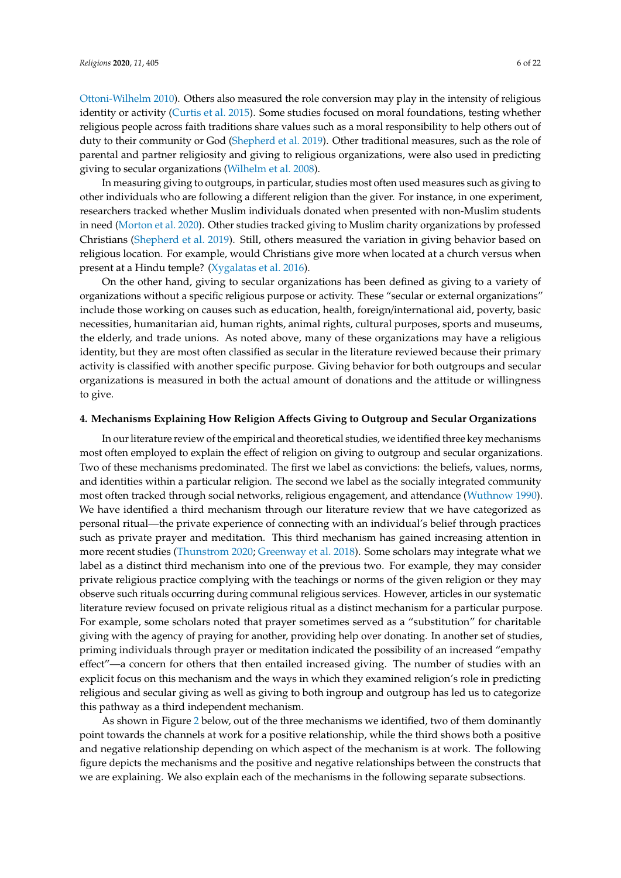Ottoni-Wilhelm 2010). Others also measured the role conversion may play in the intensity of religious identity or activity (Curtis et al. 2015). Some studies focused on moral foundations, testing whether religious people across faith traditions share values such as a moral responsibility to help others out of duty to their community or God (Shepherd et al. 2019). Other traditional measures, such as the role of parental and partner religiosity and giving to religious organizations, were also used in predicting giving to secular organizations (Wilhelm et al. 2008).

In measuring giving to outgroups, in particular, studies most often used measures such as giving to other individuals who are following a different religion than the giver. For instance, in one experiment, researchers tracked whether Muslim individuals donated when presented with non-Muslim students in need (Morton et al. 2020). Other studies tracked giving to Muslim charity organizations by professed Christians (Shepherd et al. 2019). Still, others measured the variation in giving behavior based on religious location. For example, would Christians give more when located at a church versus when present at a Hindu temple? (Xygalatas et al. 2016).

On the other hand, giving to secular organizations has been defined as giving to a variety of organizations without a specific religious purpose or activity. These "secular or external organizations" include those working on causes such as education, health, foreign/international aid, poverty, basic necessities, humanitarian aid, human rights, animal rights, cultural purposes, sports and museums, the elderly, and trade unions. As noted above, many of these organizations may have a religious identity, but they are most often classified as secular in the literature reviewed because their primary activity is classified with another specific purpose. Giving behavior for both outgroups and secular organizations is measured in both the actual amount of donations and the attitude or willingness to give.

## 4. Mechanisms Explaining How Religion Affects Giving to Outgroup and Secular Organizations

In our literature review of the empirical and theoretical studies, we identified three key mechanisms most often employed to explain the effect of religion on giving to outgroup and secular organizations. Two of these mechanisms predominated. The first we label as convictions: the beliefs, values, norms, and identities within a particular religion. The second we label as the socially integrated community most often tracked through social networks, religious engagement, and attendance (Wuthnow 1990). We have identified a third mechanism through our literature review that we have categorized as personal ritual—the private experience of connecting with an individual's belief through practices such as private prayer and meditation. This third mechanism has gained increasing attention in more recent studies (Thunstrom 2020; Greenway et al. 2018). Some scholars may integrate what we label as a distinct third mechanism into one of the previous two. For example, they may consider private religious practice complying with the teachings or norms of the given religion or they may observe such rituals occurring during communal religious services. However, articles in our systematic literature review focused on private religious ritual as a distinct mechanism for a particular purpose. For example, some scholars noted that prayer sometimes served as a "substitution" for charitable giving with the agency of praying for another, providing help over donating. In another set of studies, priming individuals through prayer or meditation indicated the possibility of an increased "empathy effect"—a concern for others that then entailed increased giving. The number of studies with an explicit focus on this mechanism and the ways in which they examined religion's role in predicting religious and secular giving as well as giving to both ingroup and outgroup has led us to categorize this pathway as a third independent mechanism.

As shown in Figure 2 below, out of the three mechanisms we identified, two of them dominantly point towards the channels at work for a positive relationship, while the third shows both a positive and negative relationship depending on which aspect of the mechanism is at work. The following figure depicts the mechanisms and the positive and negative relationships between the constructs that we are explaining. We also explain each of the mechanisms in the following separate subsections.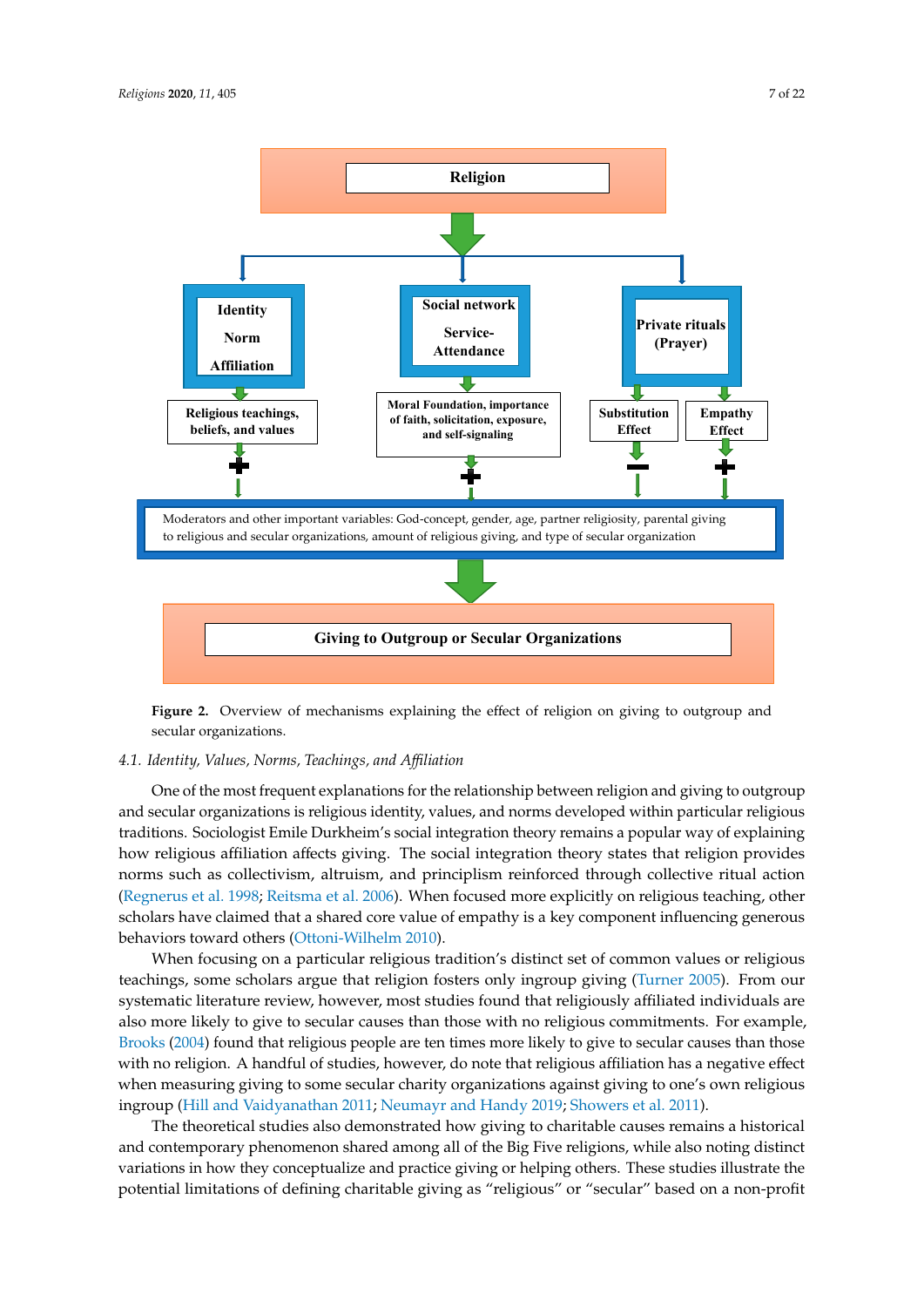Figure 2. Overview of mechanisms explaining the effect of religion on giving to outgroup and secular organizations.

### 4.1. Identity, Values, Norms, Teachings, and Affiliation

One of the most frequent explanations for the relationship between religion and giving to outgroup and secular organizations is religious identity, values, and norms developed within particular religious traditions. Sociologist Emile Durkheim's social integration theory remains a popular way of explaining how religious affiliation affects giving. The social integration theory states that religion provides norms such as collectivism, altruism, and principlism reinforced through collective ritual action (Regnerus et al. 1998; Reitsma et al. 2006). When focused more explicitly on religious teaching, other scholars have claimed that a shared core value of empathy is a key component influencing generous behaviors toward others (Ottoni-Wilhelm 2010).

When focusing on a particular religious tradition's distinct set of common values or religious teachings, some scholars argue that religion fosters only ingroup giving (Turner 2005). From our systematic literature review, however, most studies found that religiously affiliated individuals are also more likely to give to secular causes than those with no religious commitments. For example, Brooks (2004) found that religious people are ten times more likely to give to secular causes than those with no religion. A handful of studies, however, do note that religious affiliation has a negative effect when measuring giving to some secular charity organizations against giving to one's own religious ingroup (Hill and Vaidyanathan 2011; Neumayr and Handy 2019; Showers et al. 2011).

The theoretical studies also demonstrated how giving to charitable causes remains a historical and contemporary phenomenon shared among all of the Big Five religions, while also noting distinct variations in how they conceptualize and practice giving or helping others. These studies illustrate the potential limitations of defining charitable giving as "religious" or "secular" based on a non-profit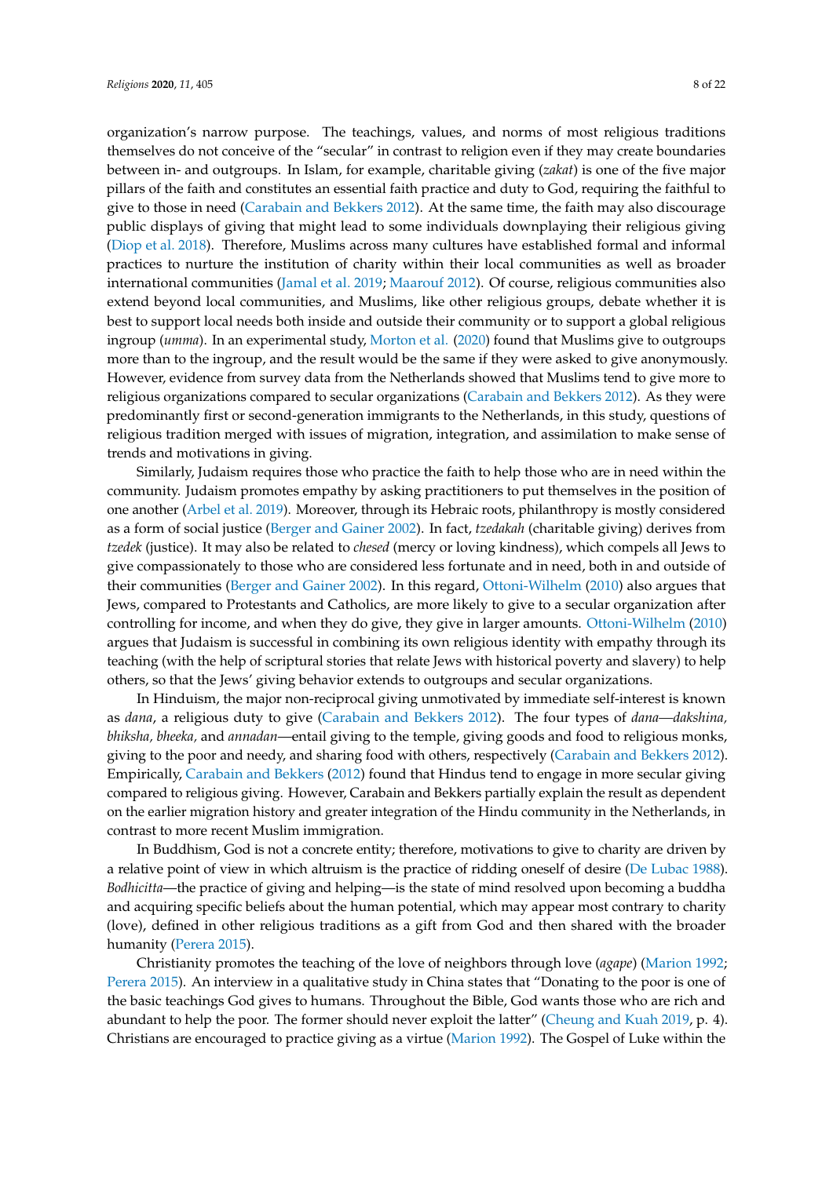organization's narrow purpose. The teachings, values, and norms of most religious traditions themselves do not conceive of the "secular" in contrast to religion even if they may create boundaries between in- and outgroups. In Islam, for example, charitable giving (*zakat*) is one of the five major pillars of the faith and constitutes an essential faith practice and duty to God, requiring the faithful to give to those in need (Carabain and Bekkers 2012). At the same time, the faith may also discourage public displays of giving that might lead to some individuals downplaying their religious giving (Diop et al. 2018). Therefore, Muslims across many cultures have established formal and informal practices to nurture the institution of charity within their local communities as well as broader international communities (Jamal et al. 2019; Maarouf 2012). Of course, religious communities also extend beyond local communities, and Muslims, like other religious groups, debate whether it is best to support local needs both inside and outside their community or to support a global religious ingroup (*umma*). In an experimental study, Morton et al. (2020) found that Muslims give to outgroups more than to the ingroup, and the result would be the same if they were asked to give anonymously. However, evidence from survey data from the Netherlands showed that Muslims tend to give more to religious organizations compared to secular organizations (Carabain and Bekkers 2012). As they were predominantly first or second-generation immigrants to the Netherlands, in this study, questions of religious tradition merged with issues of migration, integration, and assimilation to make sense of trends and motivations in giving.

Similarly, Judaism requires those who practice the faith to help those who are in need within the community. Judaism promotes empathy by asking practitioners to put themselves in the position of one another (Arbel et al. 2019). Moreover, through its Hebraic roots, philanthropy is mostly considered as a form of social justice (Berger and Gainer 2002). In fact, *tzedakah* (charitable giving) derives from *tzedek* (justice). It may also be related to *chesed* (mercy or loving kindness), which compels all Jews to give compassionately to those who are considered less fortunate and in need, both in and outside of their communities (Berger and Gainer 2002). In this regard, Ottoni-Wilhelm (2010) also argues that Jews, compared to Protestants and Catholics, are more likely to give to a secular organization after controlling for income, and when they do give, they give in larger amounts. Ottoni-Wilhelm (2010) argues that Judaism is successful in combining its own religious identity with empathy through its teaching (with the help of scriptural stories that relate Jews with historical poverty and slavery) to help others, so that the Jews' giving behavior extends to outgroups and secular organizations.

In Hinduism, the major non-reciprocal giving unmotivated by immediate self-interest is known as *dana*, a religious duty to give (Carabain and Bekkers 2012). The four types of *dana*—*dakshina, bhiksha, bheeka,* and *annadan*—entail giving to the temple, giving goods and food to religious monks, giving to the poor and needy, and sharing food with others, respectively (Carabain and Bekkers 2012). Empirically, Carabain and Bekkers (2012) found that Hindus tend to engage in more secular giving compared to religious giving. However, Carabain and Bekkers partially explain the result as dependent on the earlier migration history and greater integration of the Hindu community in the Netherlands, in contrast to more recent Muslim immigration.

In Buddhism, God is not a concrete entity; therefore, motivations to give to charity are driven by a relative point of view in which altruism is the practice of ridding oneself of desire (De Lubac 1988). *Bodhicitta*—the practice of giving and helping—is the state of mind resolved upon becoming a buddha and acquiring specific beliefs about the human potential, which may appear most contrary to charity (love), defined in other religious traditions as a gift from God and then shared with the broader humanity (Perera 2015).

Christianity promotes the teaching of the love of neighbors through love (*agape*) (Marion 1992; Perera 2015). An interview in a qualitative study in China states that "Donating to the poor is one of the basic teachings God gives to humans. Throughout the Bible, God wants those who are rich and abundant to help the poor. The former should never exploit the latter" (Cheung and Kuah 2019, p. 4). Christians are encouraged to practice giving as a virtue (Marion 1992). The Gospel of Luke within the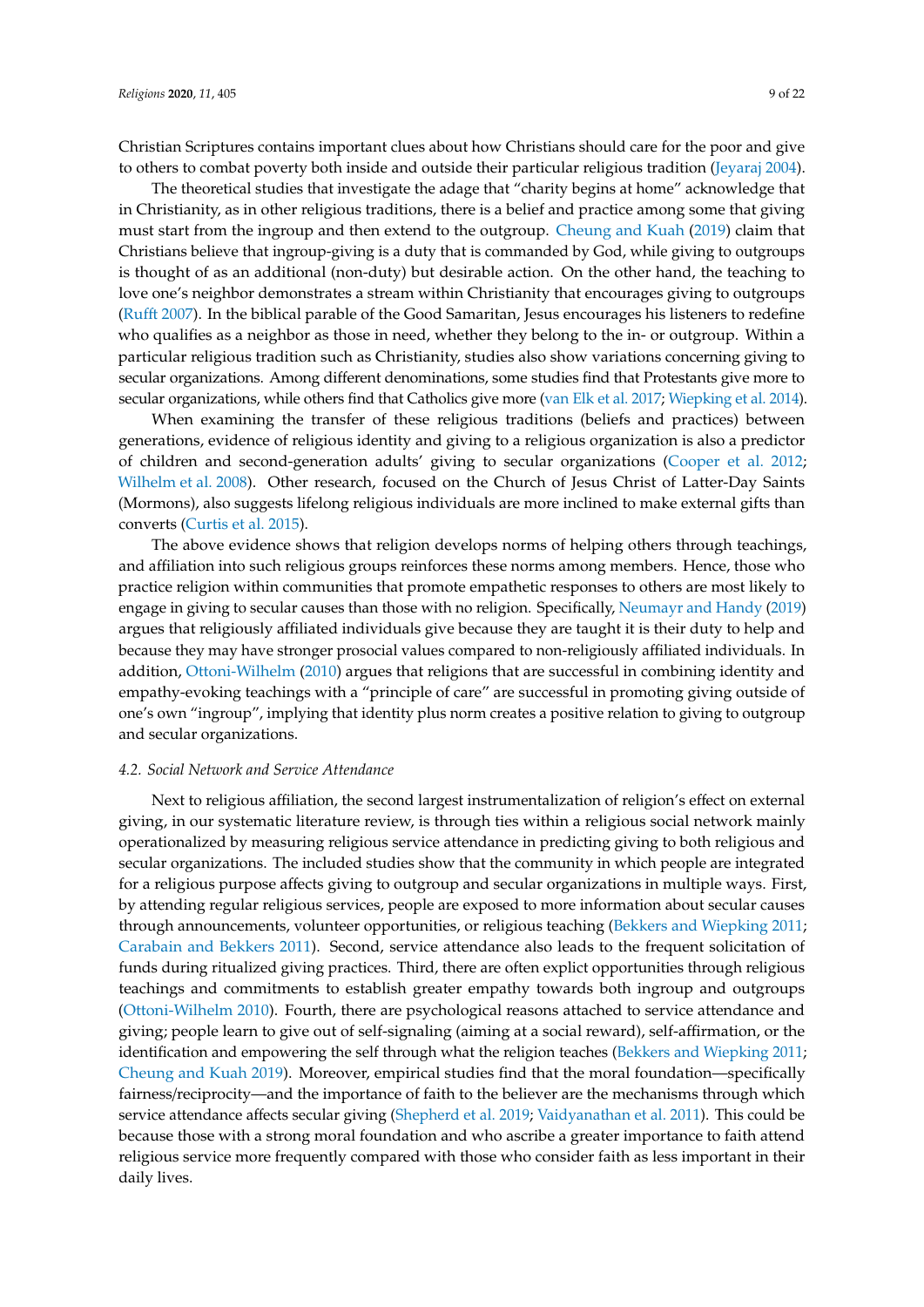Christian Scriptures contains important clues about how Christians should care for the poor and give to others to combat poverty both inside and outside their particular religious tradition (Jeyaraj 2004).

The theoretical studies that investigate the adage that "charity begins at home" acknowledge that in Christianity, as in other religious traditions, there is a belief and practice among some that giving must start from the ingroup and then extend to the outgroup. Cheung and Kuah (2019) claim that Christians believe that ingroup-giving is a duty that is commanded by God, while giving to outgroups is thought of as an additional (non-duty) but desirable action. On the other hand, the teaching to love one's neighbor demonstrates a stream within Christianity that encourages giving to outgroups (Rufft 2007). In the biblical parable of the Good Samaritan, Jesus encourages his listeners to redefine who qualifies as a neighbor as those in need, whether they belong to the in- or outgroup. Within a particular religious tradition such as Christianity, studies also show variations concerning giving to secular organizations. Among different denominations, some studies find that Protestants give more to secular organizations, while others find that Catholics give more (van Elk et al. 2017; Wiepking et al. 2014).

When examining the transfer of these religious traditions (beliefs and practices) between generations, evidence of religious identity and giving to a religious organization is also a predictor of children and second-generation adults' giving to secular organizations (Cooper et al. 2012; Wilhelm et al. 2008). Other research, focused on the Church of Jesus Christ of Latter-Day Saints (Mormons), also suggests lifelong religious individuals are more inclined to make external gifts than converts (Curtis et al. 2015).

The above evidence shows that religion develops norms of helping others through teachings, and affiliation into such religious groups reinforces these norms among members. Hence, those who practice religion within communities that promote empathetic responses to others are most likely to engage in giving to secular causes than those with no religion. Specifically, Neumayr and Handy (2019) argues that religiously affiliated individuals give because they are taught it is their duty to help and because they may have stronger prosocial values compared to non-religiously affiliated individuals. In addition, Ottoni-Wilhelm (2010) argues that religions that are successful in combining identity and empathy-evoking teachings with a "principle of care" are successful in promoting giving outside of one's own "ingroup", implying that identity plus norm creates a positive relation to giving to outgroup and secular organizations.

### *4.2. Social Network and Service Attendance*

Next to religious affiliation, the second largest instrumentalization of religion's effect on external giving, in our systematic literature review, is through ties within a religious social network mainly operationalized by measuring religious service attendance in predicting giving to both religious and secular organizations. The included studies show that the community in which people are integrated for a religious purpose affects giving to outgroup and secular organizations in multiple ways. First, by attending regular religious services, people are exposed to more information about secular causes through announcements, volunteer opportunities, or religious teaching (Bekkers and Wiepking 2011; Carabain and Bekkers 2011). Second, service attendance also leads to the frequent solicitation of funds during ritualized giving practices. Third, there are often explict opportunities through religious teachings and commitments to establish greater empathy towards both ingroup and outgroups (Ottoni-Wilhelm 2010). Fourth, there are psychological reasons attached to service attendance and giving; people learn to give out of self-signaling (aiming at a social reward), self-affirmation, or the identification and empowering the self through what the religion teaches (Bekkers and Wiepking 2011; Cheung and Kuah 2019). Moreover, empirical studies find that the moral foundation—specifically fairness/reciprocity—and the importance of faith to the believer are the mechanisms through which service attendance affects secular giving (Shepherd et al. 2019; Vaidyanathan et al. 2011). This could be because those with a strong moral foundation and who ascribe a greater importance to faith attend religious service more frequently compared with those who consider faith as less important in their daily lives.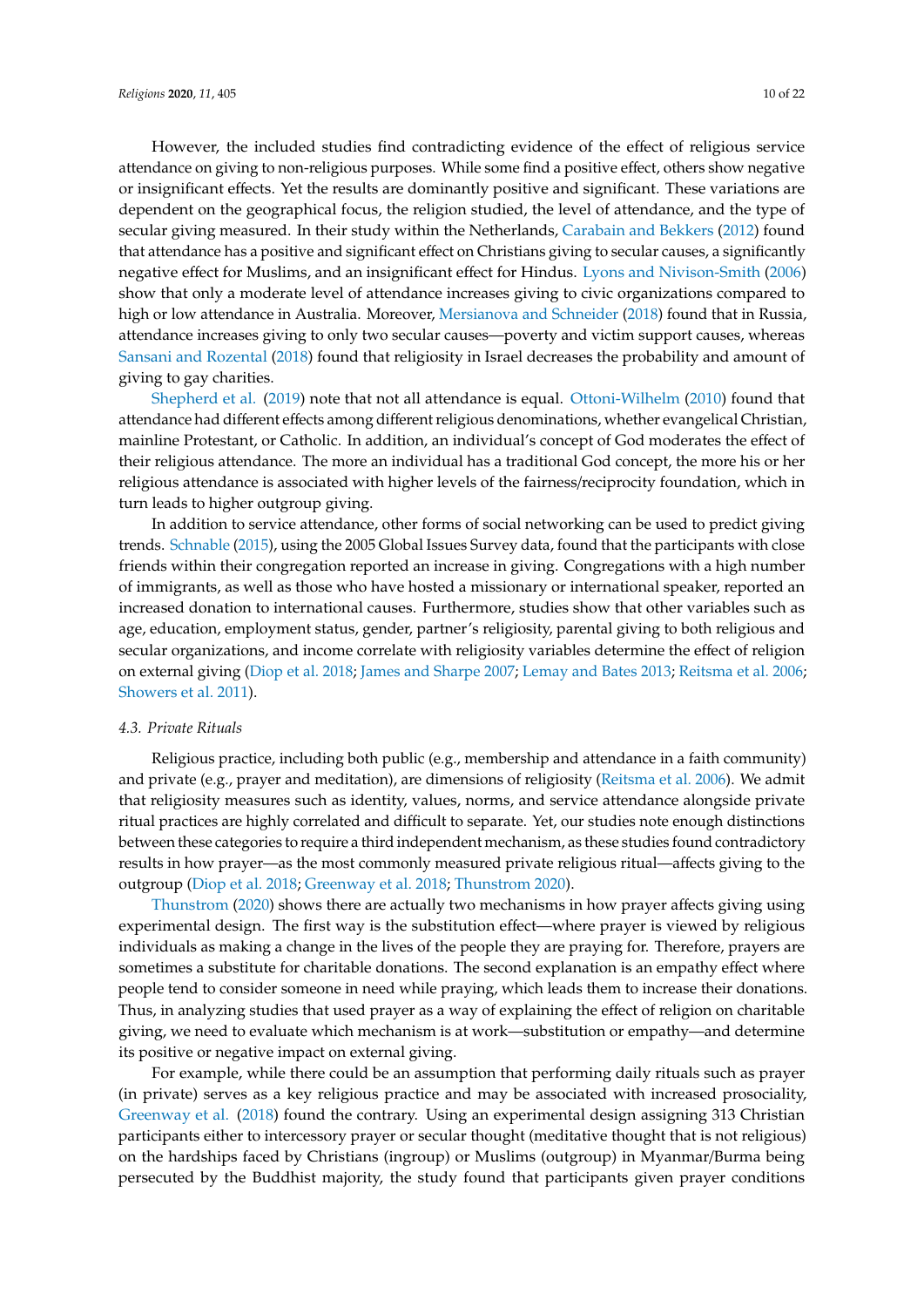However, the included studies find contradicting evidence of the effect of religious service attendance on giving to non-religious purposes. While some find a positive effect, others show negative or insignificant effects. Yet the results are dominantly positive and significant. These variations are dependent on the geographical focus, the religion studied, the level of attendance, and the type of secular giving measured. In their study within the Netherlands, Carabain and Bekkers (2012) found that attendance has a positive and significant effect on Christians giving to secular causes, a significantly negative effect for Muslims, and an insignificant effect for Hindus. Lyons and Nivison-Smith (2006) show that only a moderate level of attendance increases giving to civic organizations compared to high or low attendance in Australia. Moreover, Mersianova and Schneider (2018) found that in Russia, attendance increases giving to only two secular causes—poverty and victim support causes, whereas Sansani and Rozental (2018) found that religiosity in Israel decreases the probability and amount of giving to gay charities.

Shepherd et al. (2019) note that not all attendance is equal. Ottoni-Wilhelm (2010) found that attendance had different effects among different religious denominations, whether evangelical Christian, mainline Protestant, or Catholic. In addition, an individual's concept of God moderates the effect of their religious attendance. The more an individual has a traditional God concept, the more his or her religious attendance is associated with higher levels of the fairness/reciprocity foundation, which in turn leads to higher outgroup giving.

In addition to service attendance, other forms of social networking can be used to predict giving trends. Schnable (2015), using the 2005 Global Issues Survey data, found that the participants with close friends within their congregation reported an increase in giving. Congregations with a high number of immigrants, as well as those who have hosted a missionary or international speaker, reported an increased donation to international causes. Furthermore, studies show that other variables such as age, education, employment status, gender, partner's religiosity, parental giving to both religious and secular organizations, and income correlate with religiosity variables determine the effect of religion on external giving (Diop et al. 2018; James and Sharpe 2007; Lemay and Bates 2013; Reitsma et al. 2006; Showers et al. 2011).

### 4.3. Private Rituals

Religious practice, including both public (e.g., membership and attendance in a faith community) and private (e.g., prayer and meditation), are dimensions of religiosity (Reitsma et al. 2006). We admit that religiosity measures such as identity, values, norms, and service attendance alongside private ritual practices are highly correlated and difficult to separate. Yet, our studies note enough distinctions between these categories to require a third independent mechanism, as these studies found contradictory results in how prayer—as the most commonly measured private religious ritual—affects giving to the outgroup (Diop et al. 2018; Greenway et al. 2018; Thunstrom 2020).

Thunstrom (2020) shows there are actually two mechanisms in how prayer affects giving using experimental design. The first way is the substitution effect—where prayer is viewed by religious individuals as making a change in the lives of the people they are praying for. Therefore, prayers are sometimes a substitute for charitable donations. The second explanation is an empathy effect where people tend to consider someone in need while praying, which leads them to increase their donations. Thus, in analyzing studies that used prayer as a way of explaining the effect of religion on charitable giving, we need to evaluate which mechanism is at work—substitution or empathy—and determine its positive or negative impact on external giving.

For example, while there could be an assumption that performing daily rituals such as prayer (in private) serves as a key religious practice and may be associated with increased prosociality, Greenway et al. (2018) found the contrary. Using an experimental design assigning 313 Christian participants either to intercessory prayer or secular thought (meditative thought that is not religious) on the hardships faced by Christians (ingroup) or Muslims (outgroup) in Myanmar/Burma being persecuted by the Buddhist majority, the study found that participants given prayer conditions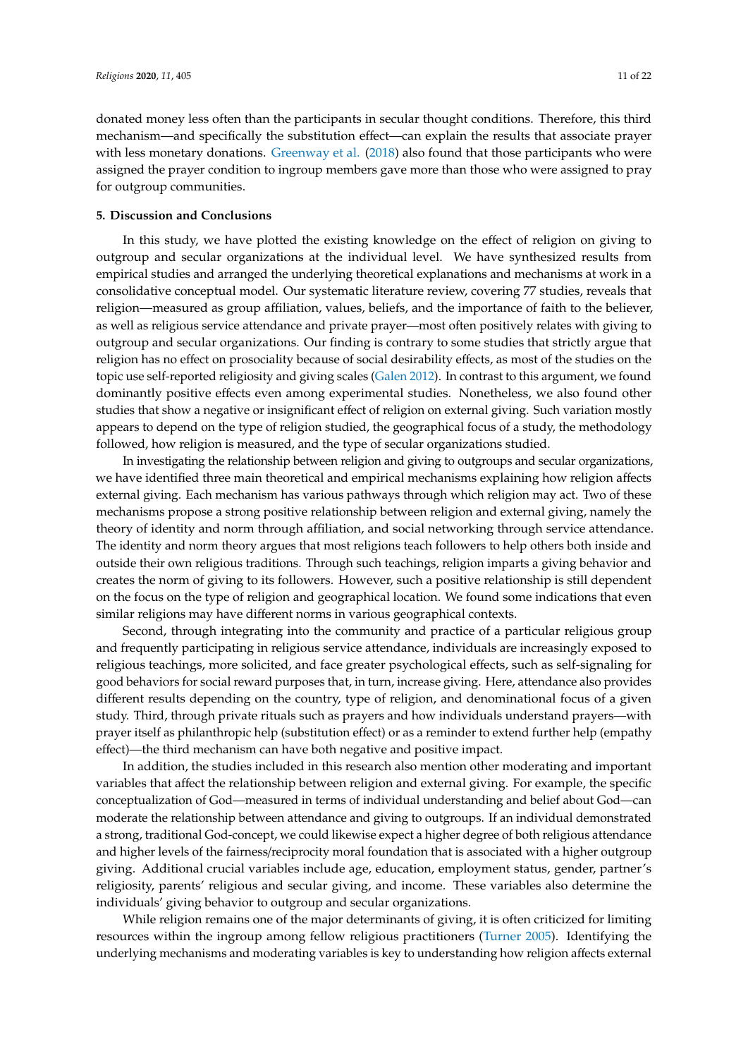donated money less often than the participants in secular thought conditions. Therefore, this third mechanism—and specifically the substitution effect—can explain the results that associate prayer with less monetary donations. Greenway et al. (2018) also found that those participants who were assigned the prayer condition to ingroup members gave more than those who were assigned to pray for outgroup communities.

## 5. Discussion and Conclusions

In this study, we have plotted the existing knowledge on the effect of religion on giving to outgroup and secular organizations at the individual level. We have synthesized results from empirical studies and arranged the underlying theoretical explanations and mechanisms at work in a consolidative conceptual model. Our systematic literature review, covering 77 studies, reveals that religion—measured as group affiliation, values, beliefs, and the importance of faith to the believer, as well as religious service attendance and private prayer—most often positively relates with giving to outgroup and secular organizations. Our finding is contrary to some studies that strictly argue that religion has no effect on prosociality because of social desirability effects, as most of the studies on the topic use self-reported religiosity and giving scales (Galen 2012). In contrast to this argument, we found dominantly positive effects even among experimental studies. Nonetheless, we also found other studies that show a negative or insignificant effect of religion on external giving. Such variation mostly appears to depend on the type of religion studied, the geographical focus of a study, the methodology followed, how religion is measured, and the type of secular organizations studied.

In investigating the relationship between religion and giving to outgroups and secular organizations, we have identified three main theoretical and empirical mechanisms explaining how religion affects external giving. Each mechanism has various pathways through which religion may act. Two of these mechanisms propose a strong positive relationship between religion and external giving, namely the theory of identity and norm through affiliation, and social networking through service attendance. The identity and norm theory argues that most religions teach followers to help others both inside and outside their own religious traditions. Through such teachings, religion imparts a giving behavior and creates the norm of giving to its followers. However, such a positive relationship is still dependent on the focus on the type of religion and geographical location. We found some indications that even similar religions may have different norms in various geographical contexts.

Second, through integrating into the community and practice of a particular religious group and frequently participating in religious service attendance, individuals are increasingly exposed to religious teachings, more solicited, and face greater psychological effects, such as self-signaling for good behaviors for social reward purposes that, in turn, increase giving. Here, attendance also provides different results depending on the country, type of religion, and denominational focus of a given study. Third, through private rituals such as prayers and how individuals understand prayers—with prayer itself as philanthropic help (substitution effect) or as a reminder to extend further help (empathy effect)—the third mechanism can have both negative and positive impact.

In addition, the studies included in this research also mention other moderating and important variables that affect the relationship between religion and external giving. For example, the specific conceptualization of God—measured in terms of individual understanding and belief about God—can moderate the relationship between attendance and giving to outgroups. If an individual demonstrated a strong, traditional God-concept, we could likewise expect a higher degree of both religious attendance and higher levels of the fairness/reciprocity moral foundation that is associated with a higher outgroup giving. Additional crucial variables include age, education, employment status, gender, partner's religiosity, parents' religious and secular giving, and income. These variables also determine the individuals' giving behavior to outgroup and secular organizations.

While religion remains one of the major determinants of giving, it is often criticized for limiting resources within the ingroup among fellow religious practitioners (Turner 2005). Identifying the underlying mechanisms and moderating variables is key to understanding how religion affects external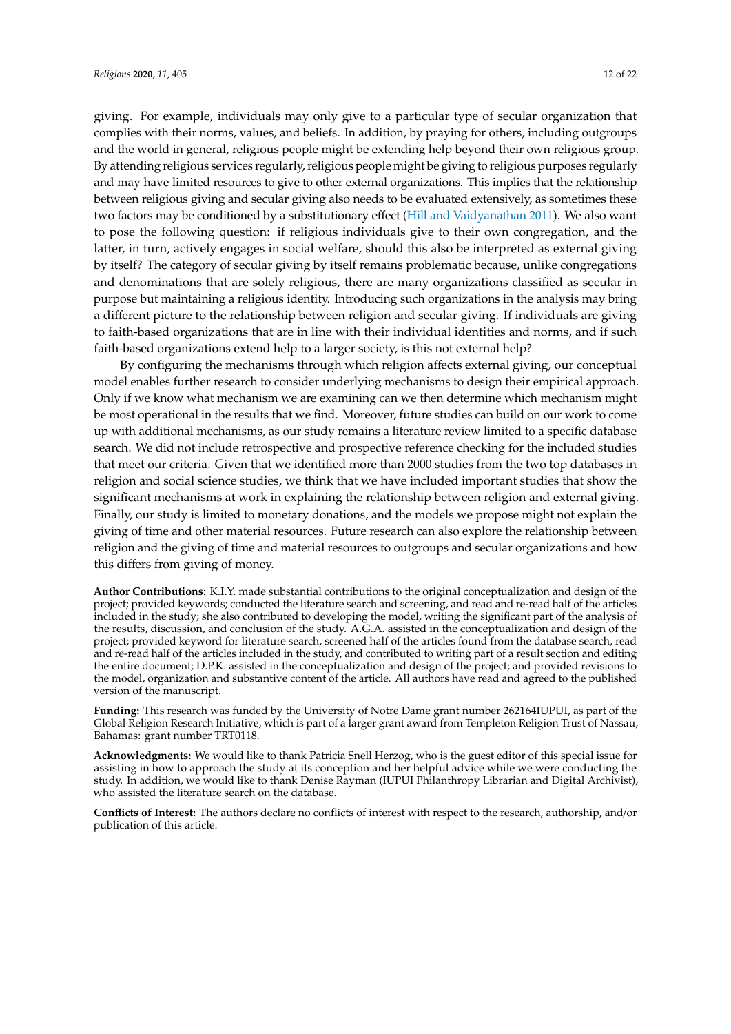giving. For example, individuals may only give to a particular type of secular organization that complies with their norms, values, and beliefs. In addition, by praying for others, including outgroups and the world in general, religious people might be extending help beyond their own religious group. By attending religious services regularly, religious people might be giving to religious purposes regularly and may have limited resources to give to other external organizations. This implies that the relationship between religious giving and secular giving also needs to be evaluated extensively, as sometimes these two factors may be conditioned by a substitutionary effect (Hill and Vaidyanathan 2011). We also want to pose the following question: if religious individuals give to their own congregation, and the latter, in turn, actively engages in social welfare, should this also be interpreted as external giving by itself? The category of secular giving by itself remains problematic because, unlike congregations and denominations that are solely religious, there are many organizations classified as secular in purpose but maintaining a religious identity. Introducing such organizations in the analysis may bring a different picture to the relationship between religion and secular giving. If individuals are giving to faith-based organizations that are in line with their individual identities and norms, and if such faith-based organizations extend help to a larger society, is this not external help?

By configuring the mechanisms through which religion affects external giving, our conceptual model enables further research to consider underlying mechanisms to design their empirical approach. Only if we know what mechanism we are examining can we then determine which mechanism might be most operational in the results that we find. Moreover, future studies can build on our work to come up with additional mechanisms, as our study remains a literature review limited to a specific database search. We did not include retrospective and prospective reference checking for the included studies that meet our criteria. Given that we identified more than 2000 studies from the two top databases in religion and social science studies, we think that we have included important studies that show the significant mechanisms at work in explaining the relationship between religion and external giving. Finally, our study is limited to monetary donations, and the models we propose might not explain the giving of time and other material resources. Future research can also explore the relationship between religion and the giving of time and material resources to outgroups and secular organizations and how this differs from giving of money.

**Author Contributions:** K.I.Y. made substantial contributions to the original conceptualization and design of the project; provided keywords; conducted the literature search and screening, and read and re-read half of the articles included in the study; she also contributed to developing the model, writing the significant part of the analysis of the results, discussion, and conclusion of the study. A.G.A. assisted in the conceptualization and design of the project; provided keyword for literature search, screened half of the articles found from the database search, read and re-read half of the articles included in the study, and contributed to writing part of a result section and editing the entire document; D.P.K. assisted in the conceptualization and design of the project; and provided revisions to the model, organization and substantive content of the article. All authors have read and agreed to the published version of the manuscript.

**Funding:** This research was funded by the University of Notre Dame grant number 262164IUPUI, as part of the Global Religion Research Initiative, which is part of a larger grant award from Templeton Religion Trust of Nassau, Bahamas: grant number TRT0118.

**Acknowledgments:** We would like to thank Patricia Snell Herzog, who is the guest editor of this special issue for assisting in how to approach the study at its conception and her helpful advice while we were conducting the study. In addition, we would like to thank Denise Rayman (IUPUI Philanthropy Librarian and Digital Archivist), who assisted the literature search on the database.

**Conflicts of Interest:** The authors declare no conflicts of interest with respect to the research, authorship, and/or publication of this article.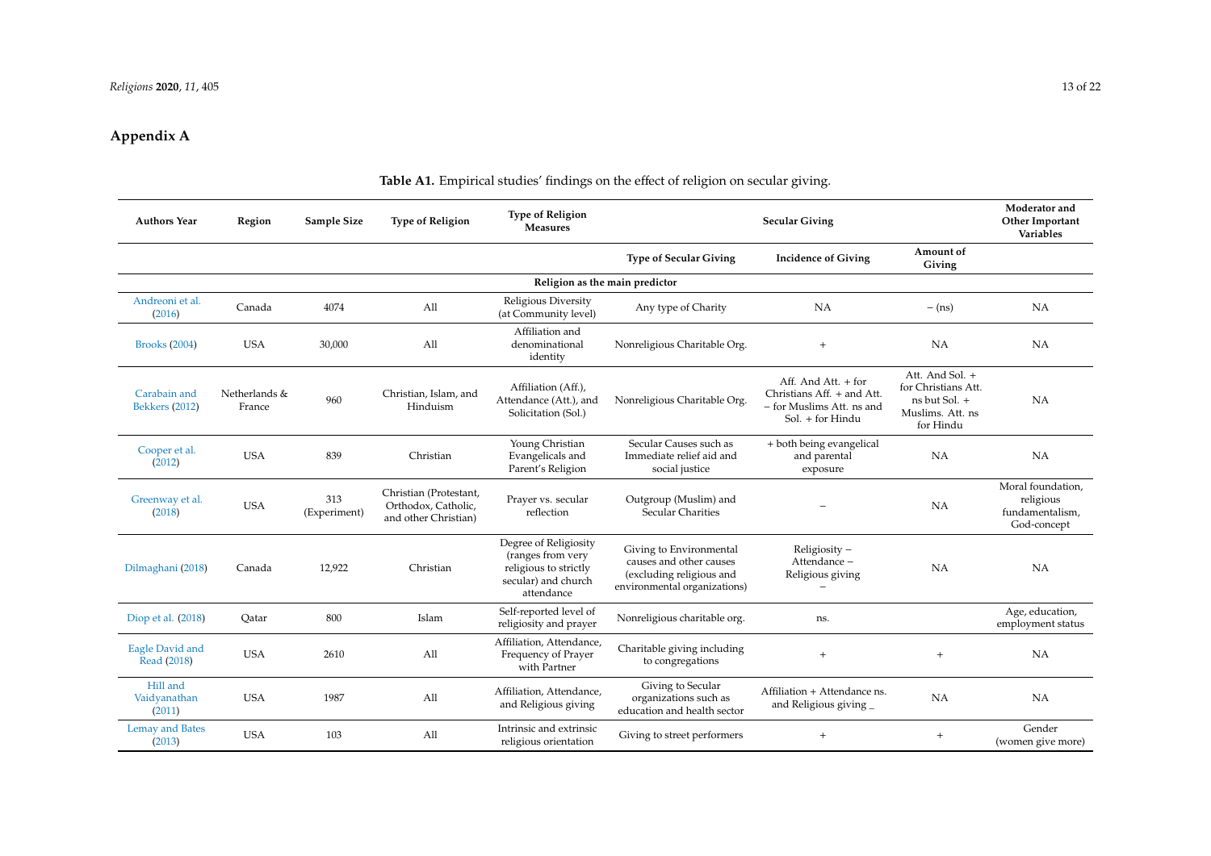## Appendix A

**Table A1.** Empirical studies' findings on the effect of religion on secular giving.

| Authors Year | Region | Sample Size | Type of Religion | Type of Religion Measures | Secular Giving | | | Moderator and Other Important Variables |
|---|---|---|---|---|---|---|---|---|
| | | | | | Type of Secular Giving | Incidence of Giving | Amount of Giving | |
| **Religion as the main predictor** | | | | | | | | |
| Andreoni et al. (2016) | Canada | 4074 | All | Religious Diversity (at Community level) | Any type of Charity | NA | − (ns) | NA |
| Brooks (2004) | USA | 30,000 | All | Affiliation and denominational identity | Nonreligious Charitable Org. | + | NA | NA |
| Carabain and Bekkers (2012) | Netherlands & France | 960 | Christian, Islam, and Hinduism | Affiliation (Aff.), Attendance (Att.), and Solicitation (Sol.) | Nonreligious Charitable Org. | Aff. And Att. + for Christians Aff. + and Att. − for Muslims Att. ns and Sol. + for Hindu | Att. And Sol. + for Christians Att. ns but Sol. + Muslims. Att. ns for Hindu | NA |
| Cooper et al. (2012) | USA | 839 | Christian | Young Christian Evangelicals and Parent's Religion | Secular Causes such as Immediate relief aid and social justice | + both being evangelical and parental exposure | NA | NA |
| Greenway et al. (2018) | USA | 313 (Experiment) | Christian (Protestant, Orthodox, Catholic, and other Christian) | Prayer vs. secular reflection | Outgroup (Muslim) and Secular Charities | − | NA | Moral foundation, religious fundamentalism, God-concept |
| Dilmaghani (2018) | Canada | 12,922 | Christian | Degree of Religiosity (ranges from very religious to strictly secular) and church attendance | Giving to Environmental causes and other causes (excluding religious and environmental organizations) | Religiosity − Attendance − Religious giving − | NA | NA |
| Diop et al. (2018) | Qatar | 800 | Islam | Self-reported level of religiosity and prayer | Nonreligious charitable org. | ns. | | Age, education, employment status |
| Eagle David and Read (2018) | USA | 2610 | All | Affiliation, Attendance, Frequency of Prayer with Partner | Charitable giving including to congregations | + | + | NA |
| Hill and Vaidyanathan (2011) | USA | 1987 | All | Affiliation, Attendance, and Religious giving | Giving to Secular organizations such as education and health sector | Affiliation + Attendance ns. and Religious giving _ | NA | NA |
| Lemay and Bates (2013) | USA | 103 | All | Intrinsic and extrinsic religious orientation | Giving to street performers | + | + | Gender (women give more) |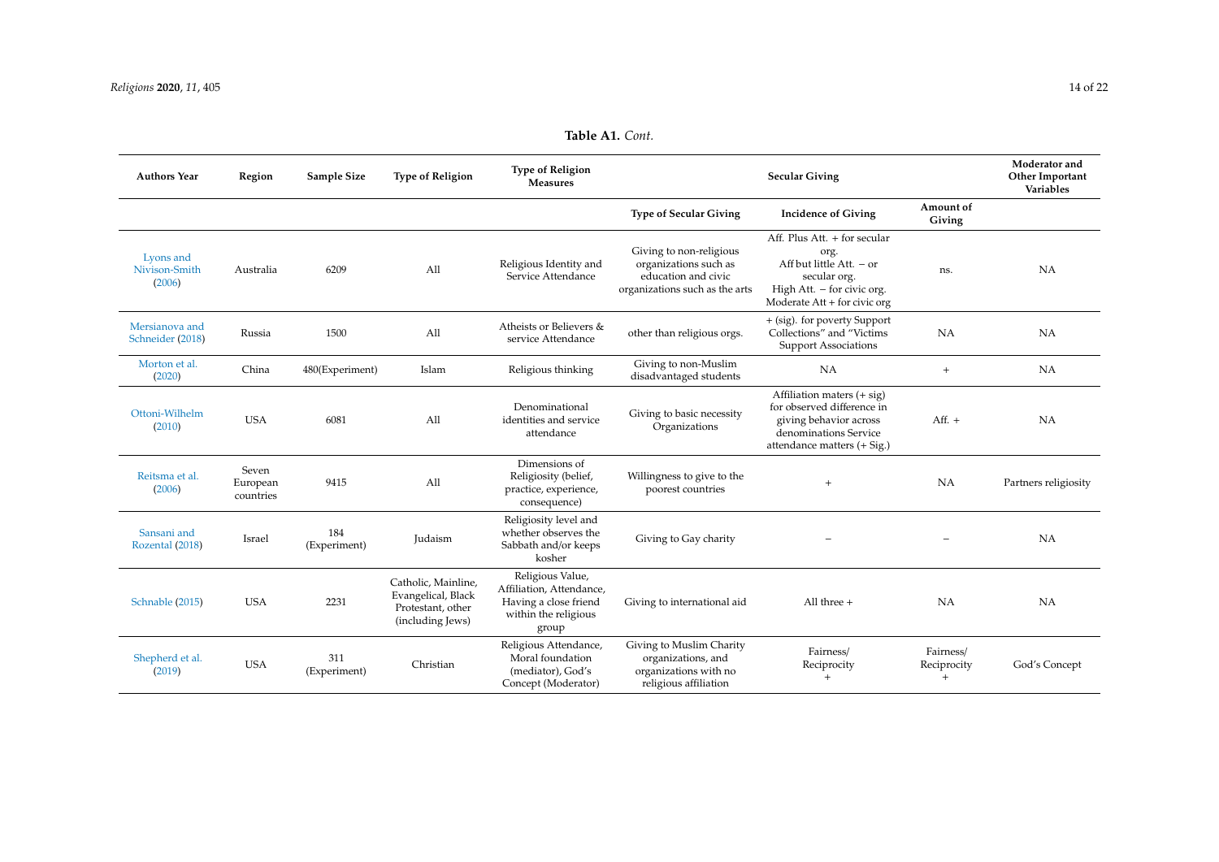**Table A1.** *Cont.*

| Authors Year | Region | Sample Size | Type of Religion | Type of Religion Measures | Secular Giving | | | Moderator and Other Important Variables |
|---|---|---|---|---|---|---|---|---|
| | | | | | Type of Secular Giving | Incidence of Giving | Amount of Giving | |
| Lyons and Nivison-Smith (2006) | Australia | 6209 | All | Religious Identity and Service Attendance | Giving to non-religious organizations such as education and civic organizations such as the arts | Aff. Plus Att. + for secular org. Aff but little Att. − or secular org. High Att. − for civic org. Moderate Att + for civic org | ns. | NA |
| Mersianova and Schneider (2018) | Russia | 1500 | All | Atheists or Believers & service Attendance | other than religious orgs. | + (sig). for poverty Support Collections" and "Victims Support Associations | NA | NA |
| Morton et al. (2020) | China | 480(Experiment) | Islam | Religious thinking | Giving to non-Muslim disadvantaged students | NA | + | NA |
| Ottoni-Wilhelm (2010) | USA | 6081 | All | Denominational identities and service attendance | Giving to basic necessity Organizations | Affiliation maters (+ sig) for observed difference in giving behavior across denominations Service attendance matters (+ Sig.) | Aff. + | NA |
| Reitsma et al. (2006) | Seven European countries | 9415 | All | Dimensions of Religiosity (belief, practice, experience, consequence) | Willingness to give to the poorest countries | + | NA | Partners religiosity |
| Sansani and Rozental (2018) | Israel | 184 (Experiment) | Judaism | Religiosity level and whether observes the Sabbath and/or keeps kosher | Giving to Gay charity | − | − | NA |
| Schnable (2015) | USA | 2231 | Catholic, Mainline, Evangelical, Black Protestant, other (including Jews) | Religious Value, Affiliation, Attendance, Having a close friend within the religious group | Giving to international aid | All three + | NA | NA |
| Shepherd et al. (2019) | USA | 311 (Experiment) | Christian | Religious Attendance, Moral foundation (mediator), God's Concept (Moderator) | Giving to Muslim Charity organizations, and organizations with no religious affiliation | Fairness/ Reciprocity + | Fairness/ Reciprocity + | God's Concept |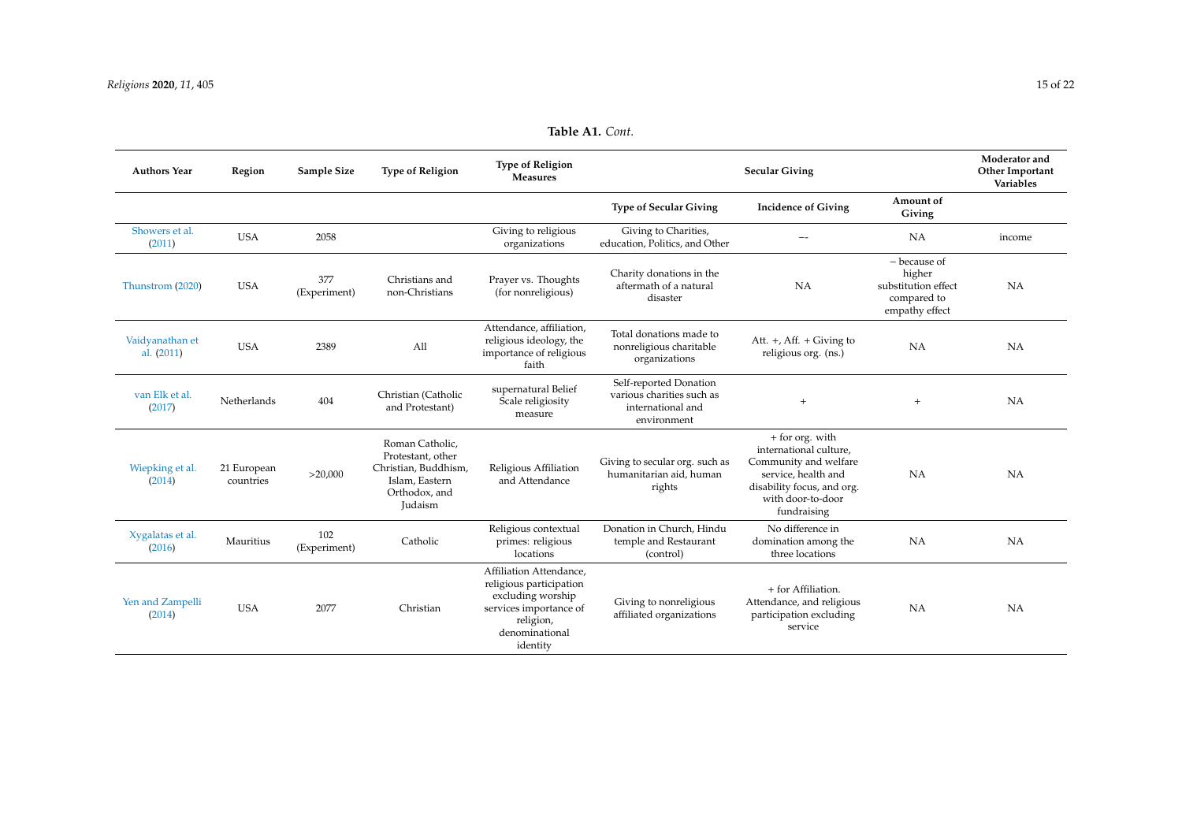**Table A1.** *Cont.*

| Authors Year | Region | Sample Size | Type of Religion | Type of Religion Measures | Secular Giving | | | Moderator and Other Important Variables |
|---|---|---|---|---|---|---|---|---|
| | | | | | Type of Secular Giving | Incidence of Giving | Amount of Giving | |
| Showers et al. (2011) | USA | 2058 | | Giving to religious organizations | Giving to Charities, education, Politics, and Other | −- | NA | income |
| Thunstrom (2020) | USA | 377 (Experiment) | Christians and non-Christians | Prayer vs. Thoughts (for nonreligious) | Charity donations in the aftermath of a natural disaster | NA | − because of higher substitution effect compared to empathy effect | NA |
| Vaidyanathan et al. (2011) | USA | 2389 | All | Attendance, affiliation, religious ideology, the importance of religious faith | Total donations made to nonreligious charitable organizations | Att. +, Aff. + Giving to religious org. (ns.) | NA | NA |
| van Elk et al. (2017) | Netherlands | 404 | Christian (Catholic and Protestant) | supernatural Belief Scale religiosity measure | Self-reported Donation various charities such as international and environment | + | + | NA |
| Wiepking et al. (2014) | 21 European countries | >20,000 | Roman Catholic, Protestant, other Christian, Buddhism, Islam, Eastern Orthodox, and Judaism | Religious Affiliation and Attendance | Giving to secular org. such as humanitarian aid, human rights | + for org. with international culture, Community and welfare service, health and disability focus, and org. with door-to-door fundraising | NA | NA |
| Xygalatas et al. (2016) | Mauritius | 102 (Experiment) | Catholic | Religious contextual primes: religious locations | Donation in Church, Hindu temple and Restaurant (control) | No difference in domination among the three locations | NA | NA |
| Yen and Zampelli (2014) | USA | 2077 | Christian | Affiliation Attendance, religious participation excluding worship services importance of religion, denominational identity | Giving to nonreligious affiliated organizations | + for Affiliation. Attendance, and religious participation excluding service | NA | NA |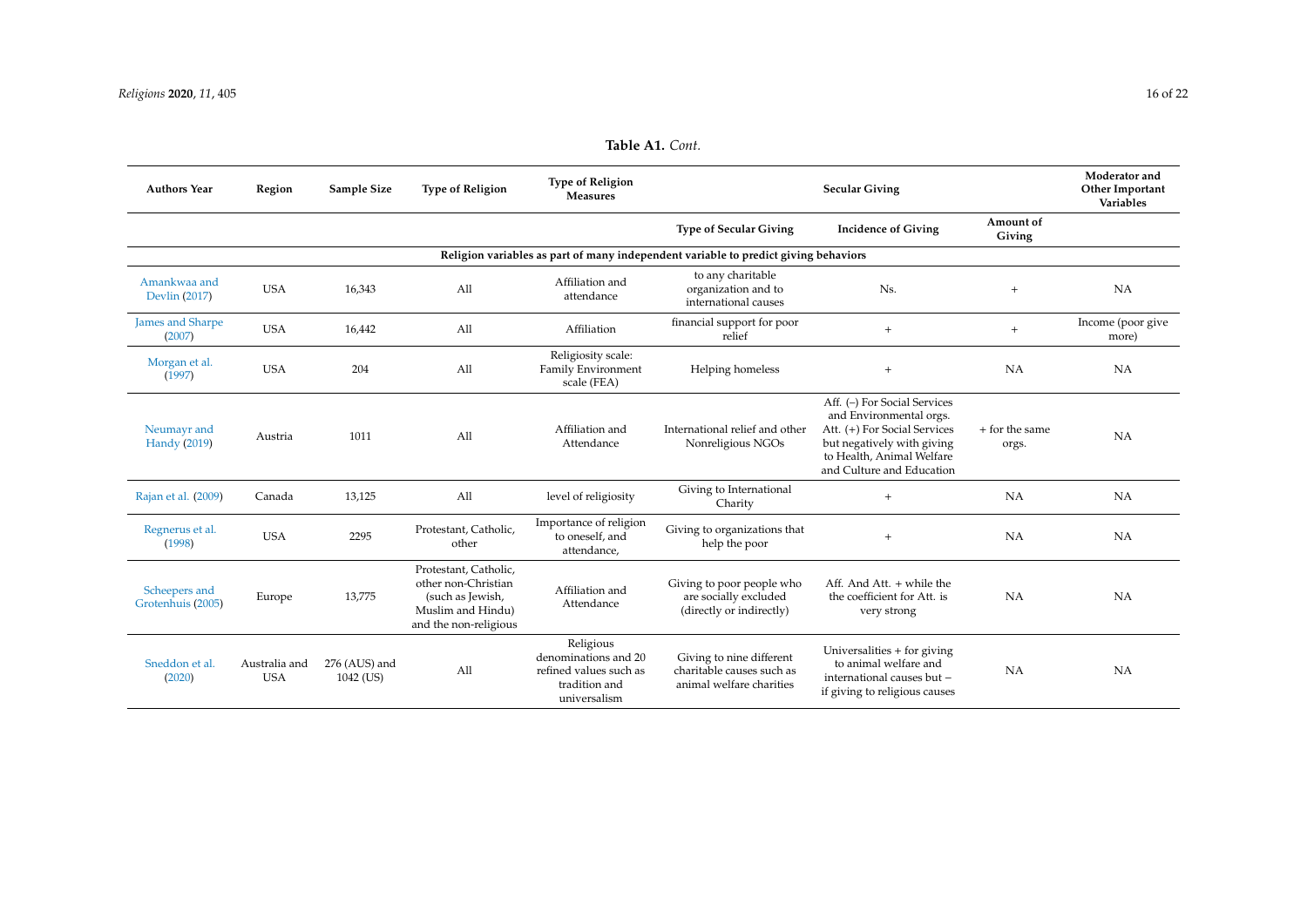**Table A1.** *Cont.*

| Authors Year | Region | Sample Size | Type of Religion | Type of Religion Measures | Secular Giving | | | Moderator and Other Important Variables |
|---|---|---|---|---|---|---|---|---|
| | | | | | Type of Secular Giving | Incidence of Giving | Amount of Giving | |
| **Religion variables as part of many independent variable to predict giving behaviors** | | | | | | | | |
| Amankwaa and Devlin (2017) | USA | 16,343 | All | Affiliation and attendance | to any charitable organization and to international causes | Ns. | + | NA |
| James and Sharpe (2007) | USA | 16,442 | All | Affiliation | financial support for poor relief | + | + | Income (poor give more) |
| Morgan et al. (1997) | USA | 204 | All | Religiosity scale: Family Environment scale (FEA) | Helping homeless | + | NA | NA |
| Neumayr and Handy (2019) | Austria | 1011 | All | Affiliation and Attendance | International relief and other Nonreligious NGOs | Aff. (−) For Social Services and Environmental orgs. Att. (+) For Social Services but negatively with giving to Health, Animal Welfare and Culture and Education | + for the same orgs. | NA |
| Rajan et al. (2009) | Canada | 13,125 | All | level of religiosity | Giving to International Charity | + | NA | NA |
| Regnerus et al. (1998) | USA | 2295 | Protestant, Catholic, other | Importance of religion to oneself, and attendance, | Giving to organizations that help the poor | + | NA | NA |
| Scheepers and Grotenhuis (2005) | Europe | 13,775 | Protestant, Catholic, other non-Christian (such as Jewish, Muslim and Hindu) and the non-religious | Affiliation and Attendance | Giving to poor people who are socially excluded (directly or indirectly) | Aff. And Att. + while the the coefficient for Att. is very strong | NA | NA |
| Sneddon et al. (2020) | Australia and USA | 276 (AUS) and 1042 (US) | All | Religious denominations and 20 refined values such as tradition and universalism | Giving to nine different charitable causes such as animal welfare charities | Universalities + for giving to animal welfare and international causes but − if giving to religious causes | NA | NA |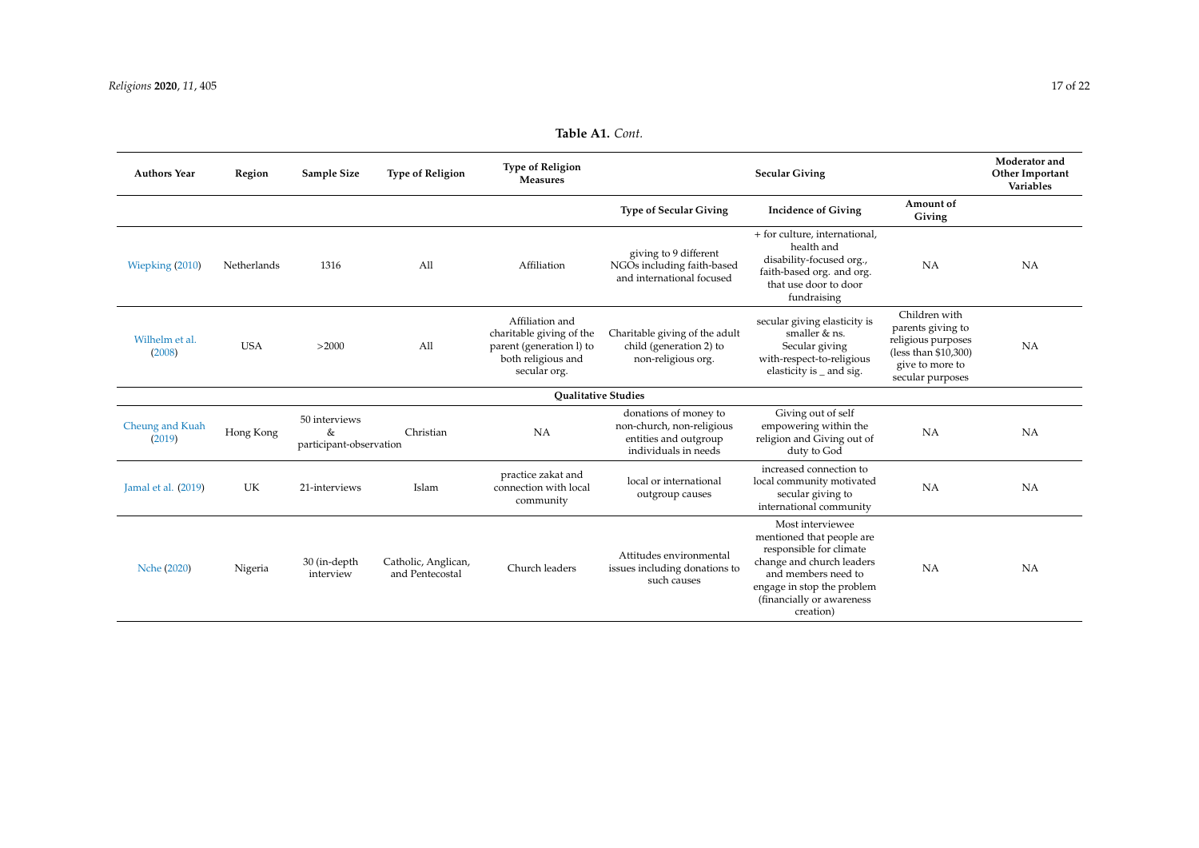**Table A1.** *Cont.*

| Authors Year | Region | Sample Size | Type of Religion | Type of Religion Measures | Secular Giving | | | Moderator and Other Important Variables |
|---|---|---|---|---|---|---|---|---|
| | | | | | Type of Secular Giving | Incidence of Giving | Amount of Giving | |
| Wiepking (2010) | Netherlands | 1316 | All | Affiliation | giving to 9 different NGOs including faith-based and international focused | + for culture, international, health and disability-focused org., faith-based org. and org. that use door to door fundraising | NA | NA |
| Wilhelm et al. (2008) | USA | >2000 | All | Affiliation and charitable giving of the parent (generation l) to both religious and secular org. | Charitable giving of the adult child (generation 2) to non-religious org. | secular giving elasticity is smaller & ns. Secular giving with-respect-to-religious elasticity is _ and sig. | Children with parents giving to religious purposes (less than $10,300) give to more to secular purposes | NA |
| **Qualitative Studies** | | | | | | | | |
| Cheung and Kuah (2019) | Hong Kong | 50 interviews & participant-observation | Christian | NA | donations of money to non-church, non-religious entities and outgroup individuals in needs | Giving out of self empowering within the religion and Giving out of duty to God | NA | NA |
| Jamal et al. (2019) | UK | 21-interviews | Islam | practice zakat and connection with local community | local or international outgroup causes | increased connection to local community motivated secular giving to international community | NA | NA |
| Nche (2020) | Nigeria | 30 (in-depth interview | Catholic, Anglican, and Pentecostal | Church leaders | Attitudes environmental issues including donations to such causes | Most interviewee mentioned that people are responsible for climate change and church leaders and members need to engage in stop the problem (financially or awareness creation) | NA | NA |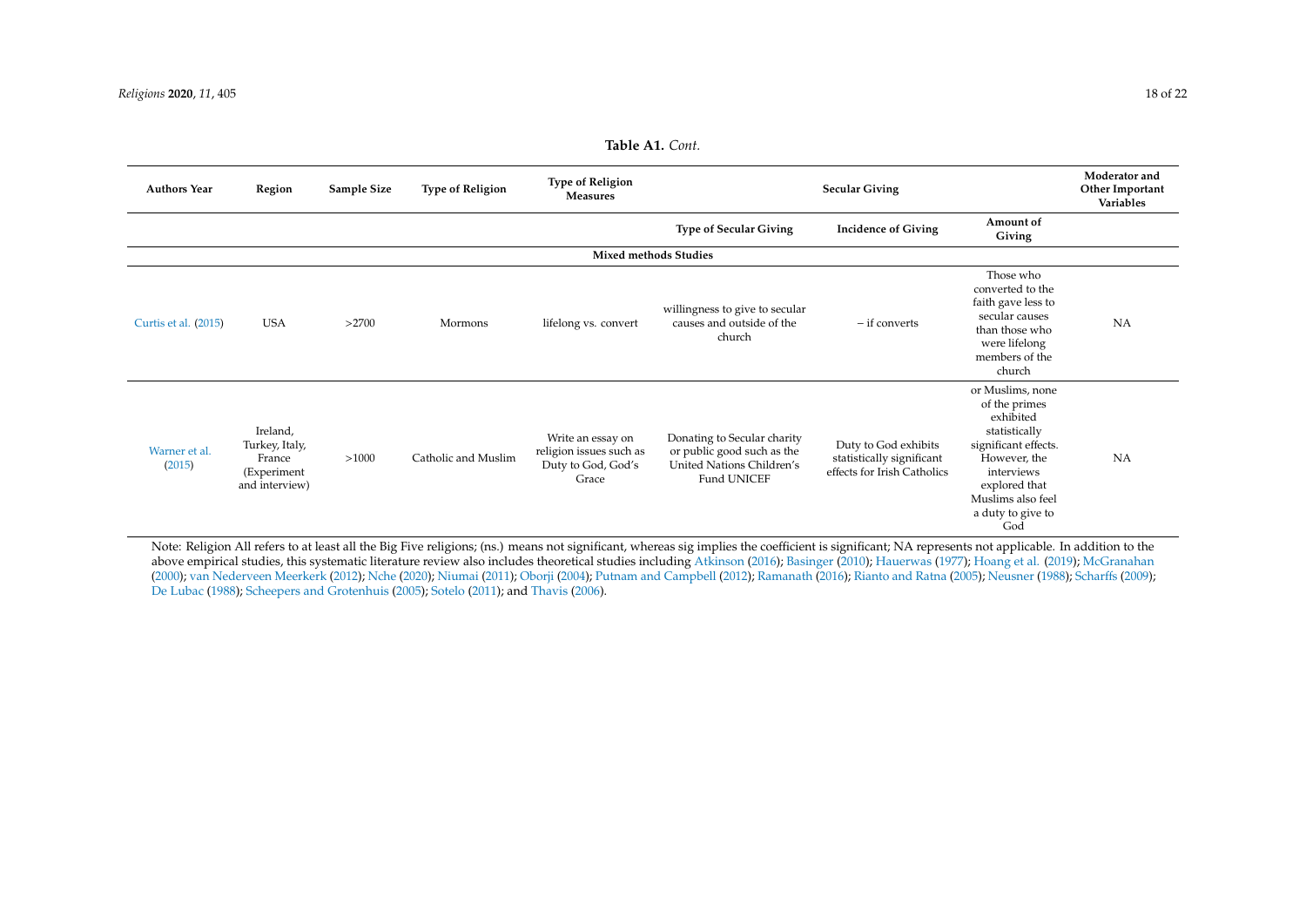**Table A1.** *Cont.*

| Authors Year | Region | Sample Size | Type of Religion | Type of Religion Measures | Secular Giving | | | Moderator and Other Important Variables |
|---|---|---|---|---|---|---|---|---|
| | | | | | Type of Secular Giving | Incidence of Giving | Amount of Giving | |
| **Mixed methods Studies** | | | | | | | | |
| Curtis et al. (2015) | USA | >2700 | Mormons | lifelong vs. convert | willingness to give to secular causes and outside of the church | − if converts | Those who converted to the faith gave less to secular causes than those who were lifelong members of the church | NA |
| Warner et al. (2015) | Ireland, Turkey, Italy, France (Experiment and interview) | >1000 | Catholic and Muslim | Write an essay on religion issues such as Duty to God, God's Grace | Donating to Secular charity or public good such as the United Nations Children's Fund UNICEF | Duty to God exhibits statistically significant effects for Irish Catholics | or Muslims, none of the primes exhibited statistically significant effects. However, the interviews explored that Muslims also feel a duty to give to God | NA |

Note: Religion All refers to at least all the Big Five religions; (ns.) means not significant, whereas sig implies the coefficient is significant; NA represents not applicable. In addition to the above empirical studies, this systematic literature review also includes theoretical studies including Atkinson (2016); Basinger (2010); Hauerwas (1977); Hoang et al. (2019); McGranahan (2000); van Nederveen Meerkerk (2012); Nche (2020); Niumai (2011); Oborji (2004); Putnam and Campbell (2012); Ramanath (2016); Rianto and Ratna (2005); Neusner (1988); Scharffs (2009); De Lubac (1988); Scheepers and Grotenhuis (2005); Sotelo (2011); and Thavis (2006).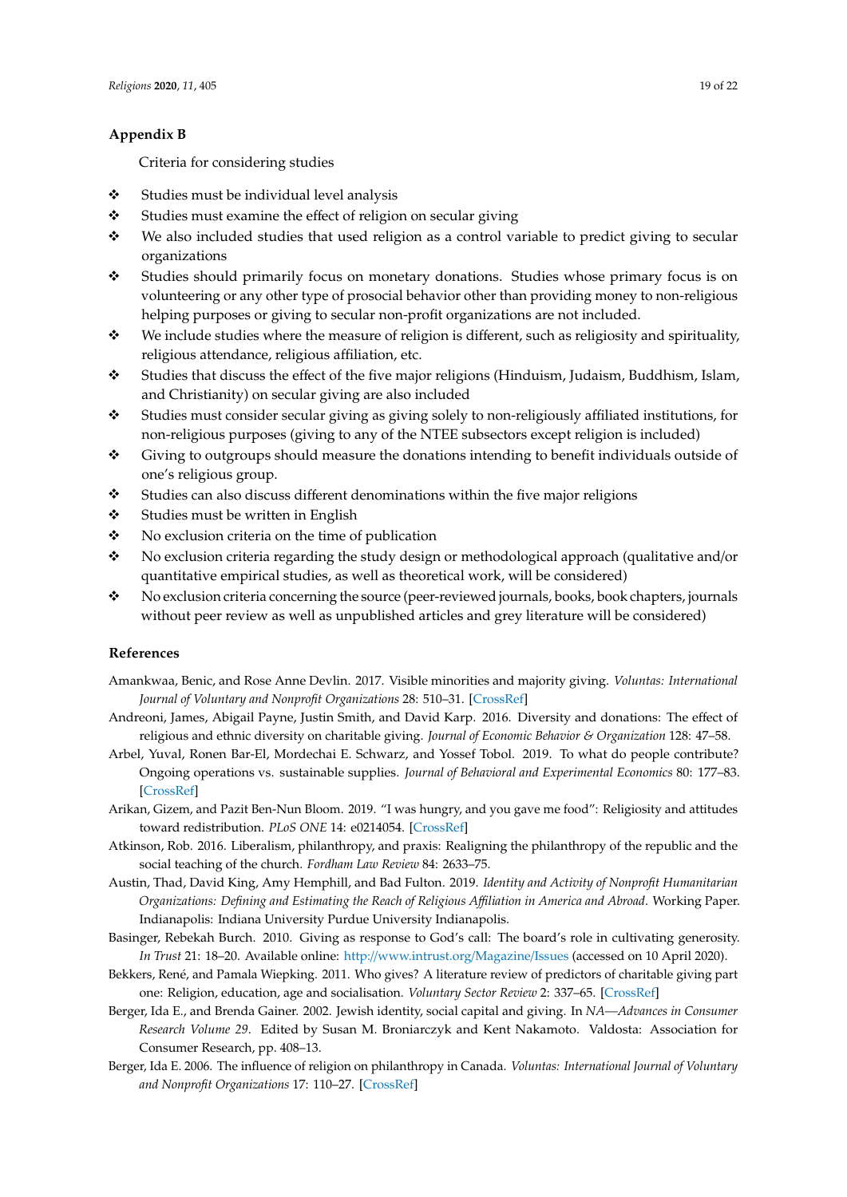## Appendix B

Criteria for considering studies

- Studies must be individual level analysis
- Studies must examine the effect of religion on secular giving
- We also included studies that used religion as a control variable to predict giving to secular organizations
- Studies should primarily focus on monetary donations. Studies whose primary focus is on volunteering or any other type of prosocial behavior other than providing money to non-religious helping purposes or giving to secular non-profit organizations are not included.
- We include studies where the measure of religion is different, such as religiosity and spirituality, religious attendance, religious affiliation, etc.
- Studies that discuss the effect of the five major religions (Hinduism, Judaism, Buddhism, Islam, and Christianity) on secular giving are also included
- Studies must consider secular giving as giving solely to non-religiously affiliated institutions, for non-religious purposes (giving to any of the NTEE subsectors except religion is included)
- Giving to outgroups should measure the donations intending to benefit individuals outside of one's religious group.
- Studies can also discuss different denominations within the five major religions
- Studies must be written in English
- No exclusion criteria on the time of publication
- No exclusion criteria regarding the study design or methodological approach (qualitative and/or quantitative empirical studies, as well as theoretical work, will be considered)
- No exclusion criteria concerning the source (peer-reviewed journals, books, book chapters, journals without peer review as well as unpublished articles and grey literature will be considered)

## References

Amankwaa, Benic, and Rose Anne Devlin. 2017. Visible minorities and majority giving. *Voluntas: International Journal of Voluntary and Nonprofit Organizations* 28: 510–31. [CrossRef]

Andreoni, James, Abigail Payne, Justin Smith, and David Karp. 2016. Diversity and donations: The effect of religious and ethnic diversity on charitable giving. *Journal of Economic Behavior & Organization* 128: 47–58.

Arbel, Yuval, Ronen Bar-El, Mordechai E. Schwarz, and Yossef Tobol. 2019. To what do people contribute? Ongoing operations vs. sustainable supplies. *Journal of Behavioral and Experimental Economics* 80: 177–83. [CrossRef]

Arikan, Gizem, and Pazit Ben-Nun Bloom. 2019. "I was hungry, and you gave me food": Religiosity and attitudes toward redistribution. *PLoS ONE* 14: e0214054. [CrossRef]

Atkinson, Rob. 2016. Liberalism, philanthropy, and praxis: Realigning the philanthropy of the republic and the social teaching of the church. *Fordham Law Review* 84: 2633–75.

Austin, Thad, David King, Amy Hemphill, and Bad Fulton. 2019. *Identity and Activity of Nonprofit Humanitarian Organizations: Defining and Estimating the Reach of Religious Affiliation in America and Abroad*. Working Paper. Indianapolis: Indiana University Purdue University Indianapolis.

Basinger, Rebekah Burch. 2010. Giving as response to God's call: The board's role in cultivating generosity. *In Trust* 21: 18–20. Available online: http://www.intrust.org/Magazine/Issues (accessed on 10 April 2020).

Bekkers, René, and Pamala Wiepking. 2011. Who gives? A literature review of predictors of charitable giving part one: Religion, education, age and socialisation. *Voluntary Sector Review* 2: 337–65. [CrossRef]

Berger, Ida E., and Brenda Gainer. 2002. Jewish identity, social capital and giving. In *NA—Advances in Consumer Research Volume 29*. Edited by Susan M. Broniarczyk and Kent Nakamoto. Valdosta: Association for Consumer Research, pp. 408–13.

Berger, Ida E. 2006. The influence of religion on philanthropy in Canada. *Voluntas: International Journal of Voluntary and Nonprofit Organizations* 17: 110–27. [CrossRef]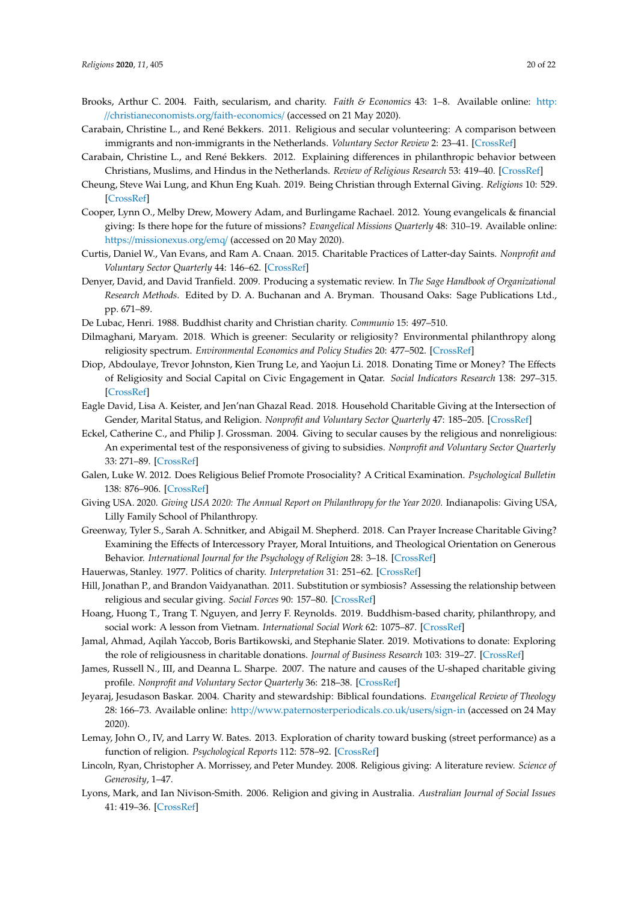Brooks, Arthur C. 2004. Faith, secularism, and charity. *Faith & Economics* 43: 1–8. Available online: http://christianeconomists.org/faith-economics/ (accessed on 21 May 2020).

Carabain, Christine L., and René Bekkers. 2011. Religious and secular volunteering: A comparison between immigrants and non-immigrants in the Netherlands. *Voluntary Sector Review* 2: 23–41. [CrossRef]

Carabain, Christine L., and René Bekkers. 2012. Explaining differences in philanthropic behavior between Christians, Muslims, and Hindus in the Netherlands. *Review of Religious Research* 53: 419–40. [CrossRef]

Cheung, Steve Wai Lung, and Khun Eng Kuah. 2019. Being Christian through External Giving. *Religions* 10: 529. [CrossRef]

Cooper, Lynn O., Melby Drew, Mowery Adam, and Burlingame Rachael. 2012. Young evangelicals & financial giving: Is there hope for the future of missions? *Evangelical Missions Quarterly* 48: 310–19. Available online: https://missionexus.org/emq/ (accessed on 20 May 2020).

Curtis, Daniel W., Van Evans, and Ram A. Cnaan. 2015. Charitable Practices of Latter-day Saints. *Nonprofit and Voluntary Sector Quarterly* 44: 146–62. [CrossRef]

Denyer, David, and David Tranfield. 2009. Producing a systematic review. In *The Sage Handbook of Organizational Research Methods*. Edited by D. A. Buchanan and A. Bryman. Thousand Oaks: Sage Publications Ltd., pp. 671–89.

De Lubac, Henri. 1988. Buddhist charity and Christian charity. *Communio* 15: 497–510.

Dilmaghani, Maryam. 2018. Which is greener: Secularity or religiosity? Environmental philanthropy along religiosity spectrum. *Environmental Economics and Policy Studies* 20: 477–502. [CrossRef]

Diop, Abdoulaye, Trevor Johnston, Kien Trung Le, and Yaojun Li. 2018. Donating Time or Money? The Effects of Religiosity and Social Capital on Civic Engagement in Qatar. *Social Indicators Research* 138: 297–315. [CrossRef]

Eagle David, Lisa A. Keister, and Jen'nan Ghazal Read. 2018. Household Charitable Giving at the Intersection of Gender, Marital Status, and Religion. *Nonprofit and Voluntary Sector Quarterly* 47: 185–205. [CrossRef]

Eckel, Catherine C., and Philip J. Grossman. 2004. Giving to secular causes by the religious and nonreligious: An experimental test of the responsiveness of giving to subsidies. *Nonprofit and Voluntary Sector Quarterly* 33: 271–89. [CrossRef]

Galen, Luke W. 2012. Does Religious Belief Promote Prosociality? A Critical Examination. *Psychological Bulletin* 138: 876–906. [CrossRef]

Giving USA. 2020. *Giving USA 2020: The Annual Report on Philanthropy for the Year 2020*. Indianapolis: Giving USA, Lilly Family School of Philanthropy.

Greenway, Tyler S., Sarah A. Schnitker, and Abigail M. Shepherd. 2018. Can Prayer Increase Charitable Giving? Examining the Effects of Intercessory Prayer, Moral Intuitions, and Theological Orientation on Generous Behavior. *International Journal for the Psychology of Religion* 28: 3–18. [CrossRef]

Hauerwas, Stanley. 1977. Politics of charity. *Interpretation* 31: 251–62. [CrossRef]

Hill, Jonathan P., and Brandon Vaidyanathan. 2011. Substitution or symbiosis? Assessing the relationship between religious and secular giving. *Social Forces* 90: 157–80. [CrossRef]

Hoang, Huong T., Trang T. Nguyen, and Jerry F. Reynolds. 2019. Buddhism-based charity, philanthropy, and social work: A lesson from Vietnam. *International Social Work* 62: 1075–87. [CrossRef]

Jamal, Ahmad, Aqilah Yaccob, Boris Bartikowski, and Stephanie Slater. 2019. Motivations to donate: Exploring the role of religiousness in charitable donations. *Journal of Business Research* 103: 319–27. [CrossRef]

James, Russell N., III, and Deanna L. Sharpe. 2007. The nature and causes of the U-shaped charitable giving profile. *Nonprofit and Voluntary Sector Quarterly* 36: 218–38. [CrossRef]

Jeyaraj, Jesudason Baskar. 2004. Charity and stewardship: Biblical foundations. *Evangelical Review of Theology* 28: 166–73. Available online: http://www.paternosterperiodicals.co.uk/users/sign-in (accessed on 24 May 2020).

Lemay, John O., IV, and Larry W. Bates. 2013. Exploration of charity toward busking (street performance) as a function of religion. *Psychological Reports* 112: 578–92. [CrossRef]

Lincoln, Ryan, Christopher A. Morrissey, and Peter Mundey. 2008. Religious giving: A literature review. *Science of Generosity*, 1–47.

Lyons, Mark, and Ian Nivison-Smith. 2006. Religion and giving in Australia. *Australian Journal of Social Issues* 41: 419–36. [CrossRef]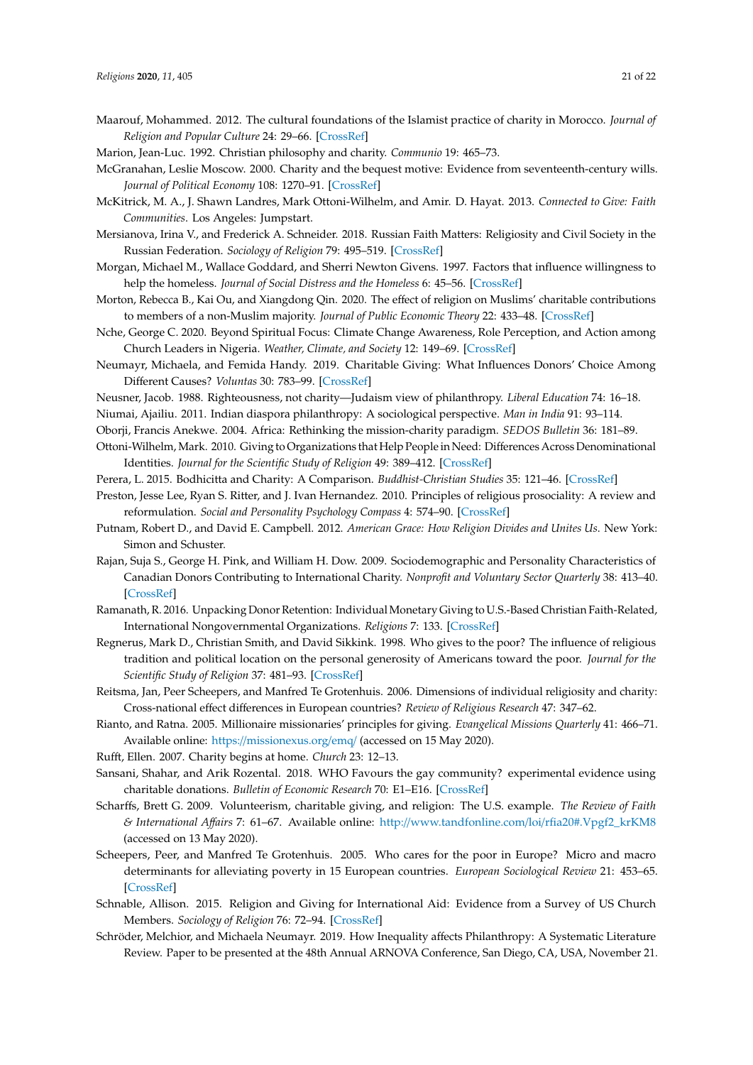Maarouf, Mohammed. 2012. The cultural foundations of the Islamist practice of charity in Morocco. *Journal of Religion and Popular Culture* 24: 29–66. [CrossRef]

Marion, Jean-Luc. 1992. Christian philosophy and charity. *Communio* 19: 465–73.

McGranahan, Leslie Moscow. 2000. Charity and the bequest motive: Evidence from seventeenth-century wills. *Journal of Political Economy* 108: 1270–91. [CrossRef]

McKitrick, M. A., J. Shawn Landres, Mark Ottoni-Wilhelm, and Amir. D. Hayat. 2013. *Connected to Give: Faith Communities*. Los Angeles: Jumpstart.

Mersianova, Irina V., and Frederick A. Schneider. 2018. Russian Faith Matters: Religiosity and Civil Society in the Russian Federation. *Sociology of Religion* 79: 495–519. [CrossRef]

Morgan, Michael M., Wallace Goddard, and Sherri Newton Givens. 1997. Factors that influence willingness to help the homeless. *Journal of Social Distress and the Homeless* 6: 45–56. [CrossRef]

Morton, Rebecca B., Kai Ou, and Xiangdong Qin. 2020. The effect of religion on Muslims' charitable contributions to members of a non-Muslim majority. *Journal of Public Economic Theory* 22: 433–48. [CrossRef]

Nche, George C. 2020. Beyond Spiritual Focus: Climate Change Awareness, Role Perception, and Action among Church Leaders in Nigeria. *Weather, Climate, and Society* 12: 149–69. [CrossRef]

Neumayr, Michaela, and Femida Handy. 2019. Charitable Giving: What Influences Donors' Choice Among Different Causes? *Voluntas* 30: 783–99. [CrossRef]

Neusner, Jacob. 1988. Righteousness, not charity—Judaism view of philanthropy. *Liberal Education* 74: 16–18.

Niumai, Ajailiu. 2011. Indian diaspora philanthropy: A sociological perspective. *Man in India* 91: 93–114.

Oborji, Francis Anekwe. 2004. Africa: Rethinking the mission-charity paradigm. *SEDOS Bulletin* 36: 181–89.

Ottoni-Wilhelm, Mark. 2010. Giving to Organizations that Help People in Need: Differences Across Denominational Identities. *Journal for the Scientific Study of Religion* 49: 389–412. [CrossRef]

Perera, L. 2015. Bodhicitta and Charity: A Comparison. *Buddhist-Christian Studies* 35: 121–46. [CrossRef]

Preston, Jesse Lee, Ryan S. Ritter, and J. Ivan Hernandez. 2010. Principles of religious prosociality: A review and reformulation. *Social and Personality Psychology Compass* 4: 574–90. [CrossRef]

Putnam, Robert D., and David E. Campbell. 2012. *American Grace: How Religion Divides and Unites Us*. New York: Simon and Schuster.

Rajan, Suja S., George H. Pink, and William H. Dow. 2009. Sociodemographic and Personality Characteristics of Canadian Donors Contributing to International Charity. *Nonprofit and Voluntary Sector Quarterly* 38: 413–40. [CrossRef]

Ramanath, R. 2016. Unpacking Donor Retention: Individual Monetary Giving to U.S.-Based Christian Faith-Related, International Nongovernmental Organizations. *Religions* 7: 133. [CrossRef]

Regnerus, Mark D., Christian Smith, and David Sikkink. 1998. Who gives to the poor? The influence of religious tradition and political location on the personal generosity of Americans toward the poor. *Journal for the Scientific Study of Religion* 37: 481–93. [CrossRef]

Reitsma, Jan, Peer Scheepers, and Manfred Te Grotenhuis. 2006. Dimensions of individual religiosity and charity: Cross-national effect differences in European countries? *Review of Religious Research* 47: 347–62.

Rianto, and Ratna. 2005. Millionaire missionaries' principles for giving. *Evangelical Missions Quarterly* 41: 466–71. Available online: https://missionexus.org/emq/ (accessed on 15 May 2020).

Rufft, Ellen. 2007. Charity begins at home. *Church* 23: 12–13.

Sansani, Shahar, and Arik Rozental. 2018. WHO Favours the gay community? experimental evidence using charitable donations. *Bulletin of Economic Research* 70: E1–E16. [CrossRef]

Scharffs, Brett G. 2009. Volunteerism, charitable giving, and religion: The U.S. example. *The Review of Faith & International Affairs* 7: 61–67. Available online: http://www.tandfonline.com/loi/rfia20#.Vpgf2_krKM8 (accessed on 13 May 2020).

Scheepers, Peer, and Manfred Te Grotenhuis. 2005. Who cares for the poor in Europe? Micro and macro determinants for alleviating poverty in 15 European countries. *European Sociological Review* 21: 453–65. [CrossRef]

Schnable, Allison. 2015. Religion and Giving for International Aid: Evidence from a Survey of US Church Members. *Sociology of Religion* 76: 72–94. [CrossRef]

Schröder, Melchior, and Michaela Neumayr. 2019. How Inequality affects Philanthropy: A Systematic Literature Review. Paper to be presented at the 48th Annual ARNOVA Conference, San Diego, CA, USA, November 21.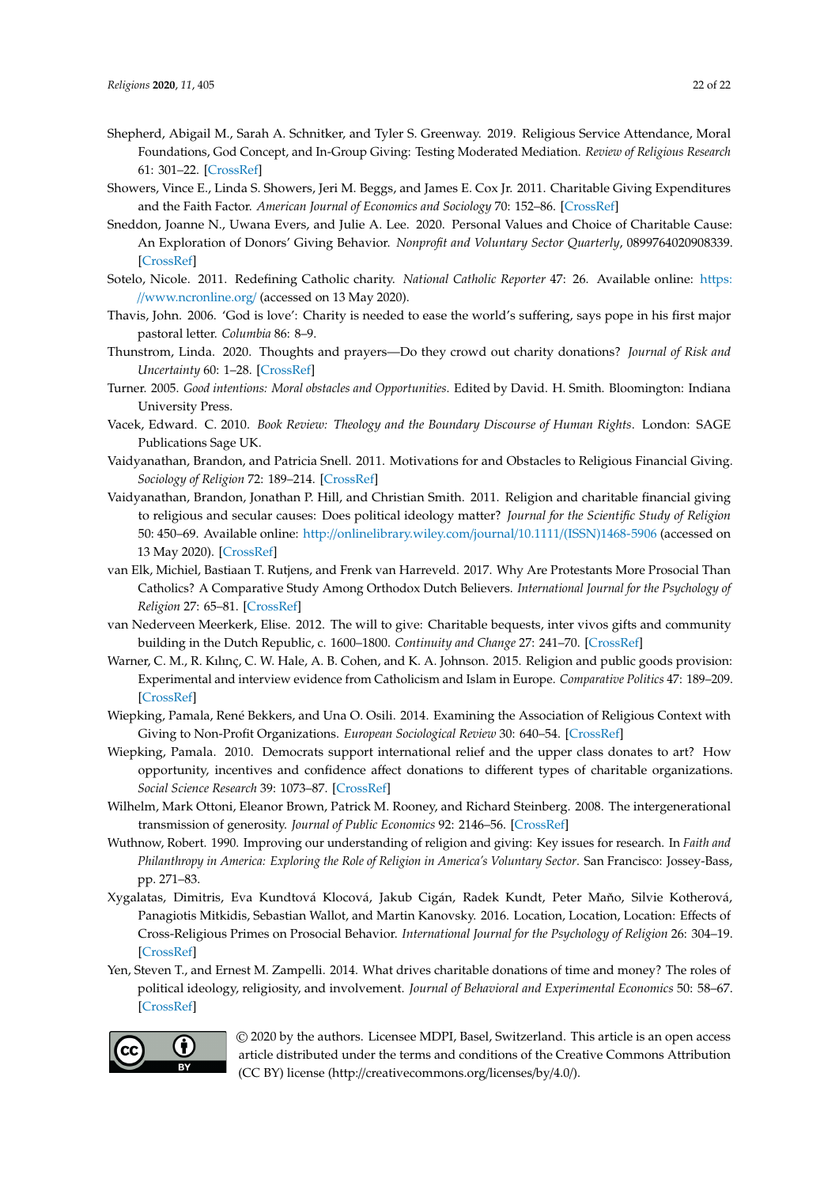Shepherd, Abigail M., Sarah A. Schnitker, and Tyler S. Greenway. 2019. Religious Service Attendance, Moral Foundations, God Concept, and In-Group Giving: Testing Moderated Mediation. *Review of Religious Research* 61: 301–22. [CrossRef]

Showers, Vince E., Linda S. Showers, Jeri M. Beggs, and James E. Cox Jr. 2011. Charitable Giving Expenditures and the Faith Factor. *American Journal of Economics and Sociology* 70: 152–86. [CrossRef]

Sneddon, Joanne N., Uwana Evers, and Julie A. Lee. 2020. Personal Values and Choice of Charitable Cause: An Exploration of Donors' Giving Behavior. *Nonprofit and Voluntary Sector Quarterly*, 0899764020908339. [CrossRef]

Sotelo, Nicole. 2011. Redefining Catholic charity. *National Catholic Reporter* 47: 26. Available online: https://www.ncronline.org/ (accessed on 13 May 2020).

Thavis, John. 2006. 'God is love': Charity is needed to ease the world's suffering, says pope in his first major pastoral letter. *Columbia* 86: 8–9.

Thunstrom, Linda. 2020. Thoughts and prayers—Do they crowd out charity donations? *Journal of Risk and Uncertainty* 60: 1–28. [CrossRef]

Turner. 2005. *Good intentions: Moral obstacles and Opportunities*. Edited by David. H. Smith. Bloomington: Indiana University Press.

Vacek, Edward. C. 2010. *Book Review: Theology and the Boundary Discourse of Human Rights*. London: SAGE Publications Sage UK.

Vaidyanathan, Brandon, and Patricia Snell. 2011. Motivations for and Obstacles to Religious Financial Giving. *Sociology of Religion* 72: 189–214. [CrossRef]

Vaidyanathan, Brandon, Jonathan P. Hill, and Christian Smith. 2011. Religion and charitable financial giving to religious and secular causes: Does political ideology matter? *Journal for the Scientific Study of Religion* 50: 450–69. Available online: http://onlinelibrary.wiley.com/journal/10.1111/(ISSN)1468-5906 (accessed on 13 May 2020). [CrossRef]

van Elk, Michiel, Bastiaan T. Rutjens, and Frenk van Harreveld. 2017. Why Are Protestants More Prosocial Than Catholics? A Comparative Study Among Orthodox Dutch Believers. *International Journal for the Psychology of Religion* 27: 65–81. [CrossRef]

van Nederveen Meerkerk, Elise. 2012. The will to give: Charitable bequests, inter vivos gifts and community building in the Dutch Republic, c. 1600–1800. *Continuity and Change* 27: 241–70. [CrossRef]

Warner, C. M., R. Kılınç, C. W. Hale, A. B. Cohen, and K. A. Johnson. 2015. Religion and public goods provision: Experimental and interview evidence from Catholicism and Islam in Europe. *Comparative Politics* 47: 189–209. [CrossRef]

Wiepking, Pamala, René Bekkers, and Una O. Osili. 2014. Examining the Association of Religious Context with Giving to Non-Profit Organizations. *European Sociological Review* 30: 640–54. [CrossRef]

Wiepking, Pamala. 2010. Democrats support international relief and the upper class donates to art? How opportunity, incentives and confidence affect donations to different types of charitable organizations. *Social Science Research* 39: 1073–87. [CrossRef]

Wilhelm, Mark Ottoni, Eleanor Brown, Patrick M. Rooney, and Richard Steinberg. 2008. The intergenerational transmission of generosity. *Journal of Public Economics* 92: 2146–56. [CrossRef]

Wuthnow, Robert. 1990. Improving our understanding of religion and giving: Key issues for research. In *Faith and Philanthropy in America: Exploring the Role of Religion in America's Voluntary Sector*. San Francisco: Jossey-Bass, pp. 271–83.

Xygalatas, Dimitris, Eva Kundtová Klocová, Jakub Cigán, Radek Kundt, Peter Maňo, Silvie Kotherová, Panagiotis Mitkidis, Sebastian Wallot, and Martin Kanovsky. 2016. Location, Location, Location: Effects of Cross-Religious Primes on Prosocial Behavior. *International Journal for the Psychology of Religion* 26: 304–19. [CrossRef]

Yen, Steven T., and Ernest M. Zampelli. 2014. What drives charitable donations of time and money? The roles of political ideology, religiosity, and involvement. *Journal of Behavioral and Experimental Economics* 50: 58–67. [CrossRef]

© 2020 by the authors. Licensee MDPI, Basel, Switzerland. This article is an open access article distributed under the terms and conditions of the Creative Commons Attribution (CC BY) license (http://creativecommons.org/licenses/by/4.0/).